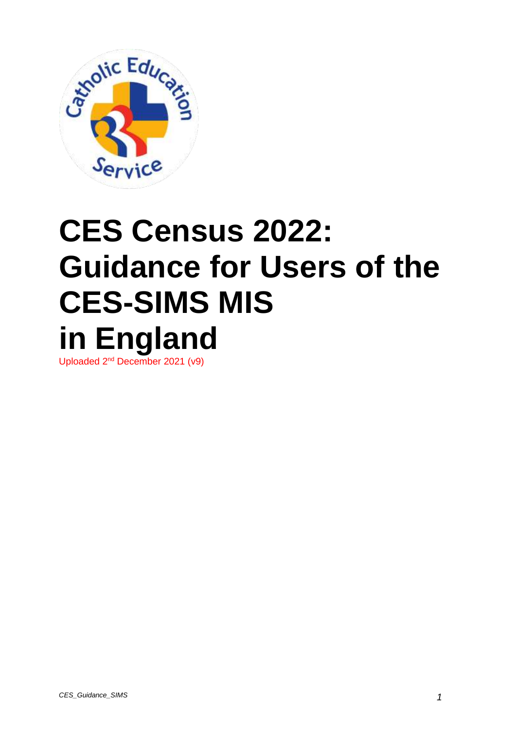# CES Census 2022: Guidance for Users of the CES-SIMS MIS in England

Uploaded 2nd December 2021 (v9)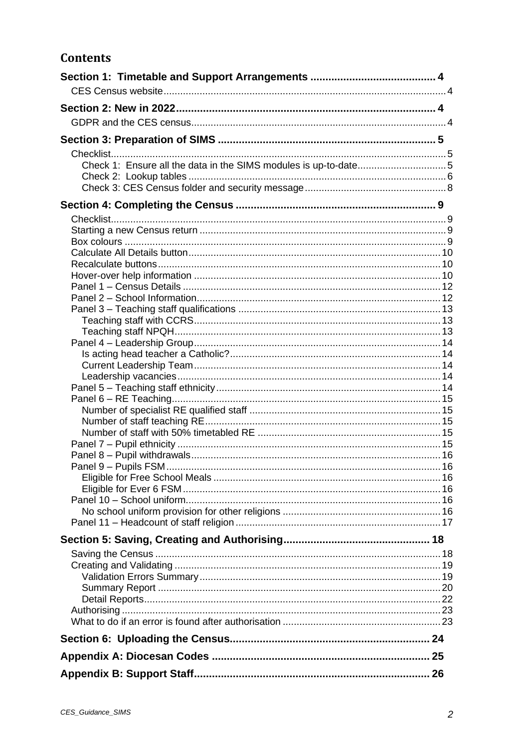# Contents

**Section 1: Timetable and Support Arrangements** 4

- CES Census website 4

**Section 2: New in 2022** 4

- GDPR and the CES census 4

**Section 3: Preparation of SIMS** 5

- Checklist 5
  - Check 1: Ensure all the data in the SIMS modules is up-to-date 5
  - Check 2: Lookup tables 6
  - Check 3: CES Census folder and security message 8

**Section 4: Completing the Census** 9

- Checklist 9
- Starting a new Census return 9
- Box colours 9
- Calculate All Details button 10
- Recalculate buttons 10
- Hover-over help information 10
- Panel 1 – Census Details 12
- Panel 2 – School Information 12
- Panel 3 – Teaching staff qualifications 13
  - Teaching staff with CCRS 13
  - Teaching staff NPQH 13
- Panel 4 – Leadership Group 14
  - Is acting head teacher a Catholic? 14
  - Current Leadership Team 14
  - Leadership vacancies 14
- Panel 5 – Teaching staff ethnicity 14
- Panel 6 – RE Teaching 15
  - Number of specialist RE qualified staff 15
  - Number of staff teaching RE 15
  - Number of staff with 50% timetabled RE 15
- Panel 7 – Pupil ethnicity 15
- Panel 8 – Pupil withdrawals 16
- Panel 9 – Pupils FSM 16
  - Eligible for Free School Meals 16
  - Eligible for Ever 6 FSM 16
- Panel 10 – School uniform 16
  - No school uniform provision for other religions 16
- Panel 11 – Headcount of staff religion 17

**Section 5: Saving, Creating and Authorising** 18

- Saving the Census 18
- Creating and Validating 19
  - Validation Errors Summary 19
  - Summary Report 20
  - Detail Reports 22
- Authorising 23
- What to do if an error is found after authorisation 23

**Section 6: Uploading the Census** 24

**Appendix A: Diocesan Codes** 25

**Appendix B: Support Staff** 26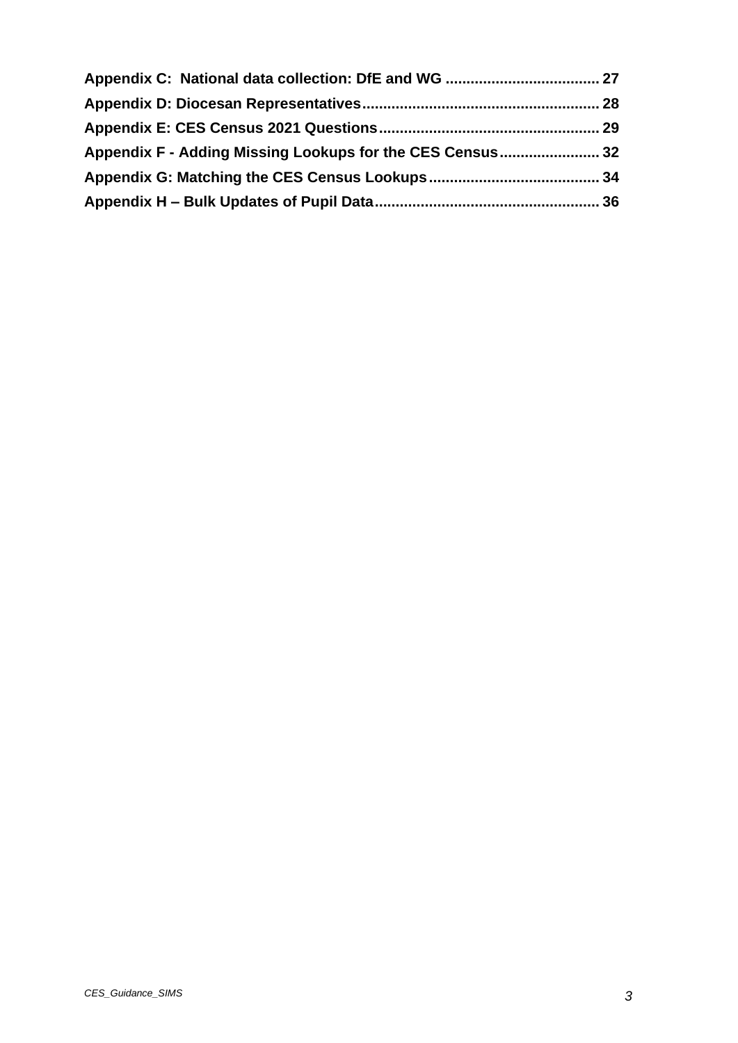**Appendix C: National data collection: DfE and WG** ..................................... **27**

**Appendix D: Diocesan Representatives**......................................................... **28**

**Appendix E: CES Census 2021 Questions**..................................................... **29**

**Appendix F - Adding Missing Lookups for the CES Census**........................ **32**

**Appendix G: Matching the CES Census Lookups**......................................... **34**

**Appendix H – Bulk Updates of Pupil Data**...................................................... **36**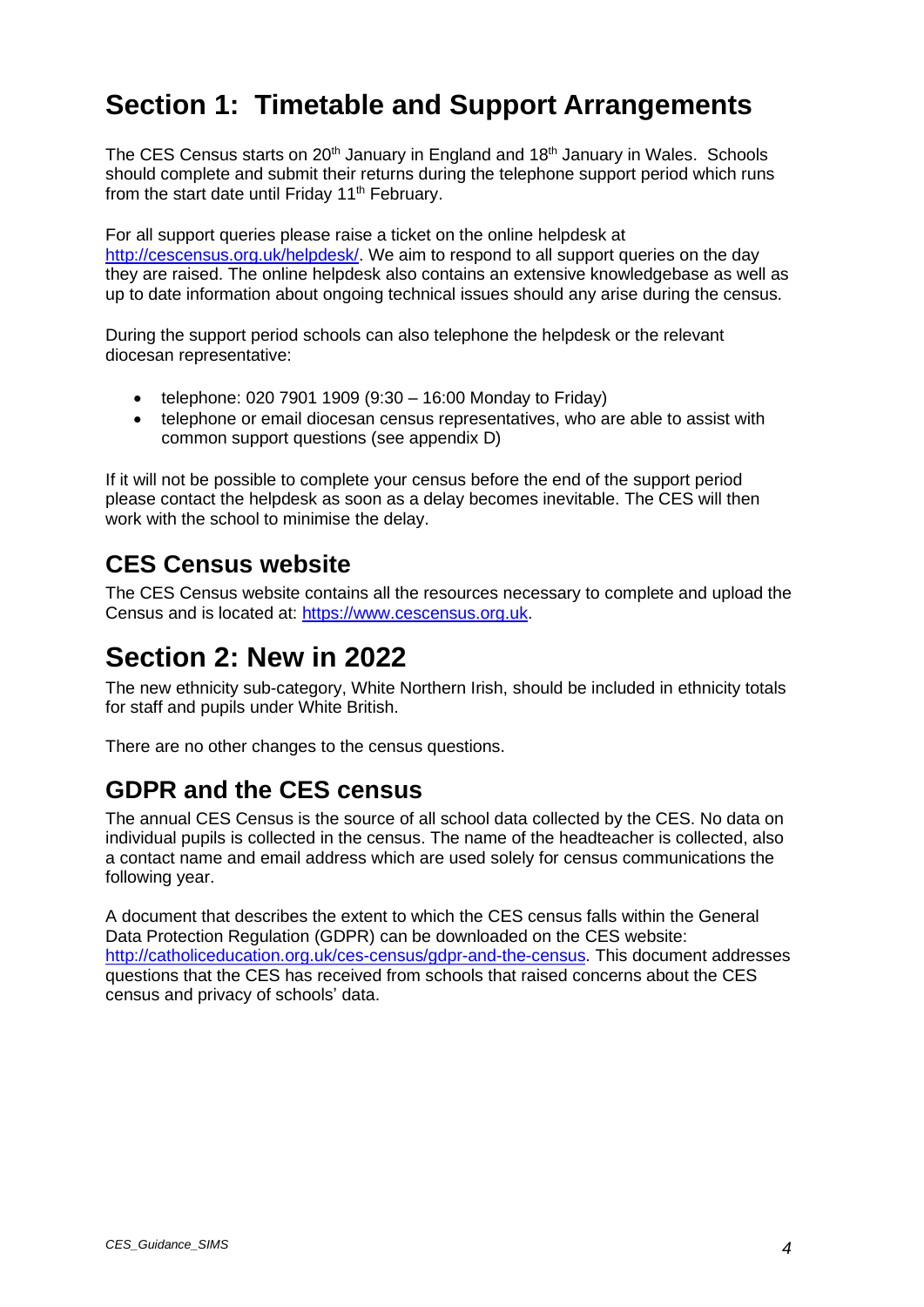# Section 1: Timetable and Support Arrangements

The CES Census starts on 20th January in England and 18th January in Wales. Schools should complete and submit their returns during the telephone support period which runs from the start date until Friday 11th February.

For all support queries please raise a ticket on the online helpdesk at http://cescensus.org.uk/helpdesk/. We aim to respond to all support queries on the day they are raised. The online helpdesk also contains an extensive knowledgebase as well as up to date information about ongoing technical issues should any arise during the census.

During the support period schools can also telephone the helpdesk or the relevant diocesan representative:

- telephone: 020 7901 1909 (9:30 – 16:00 Monday to Friday)
- telephone or email diocesan census representatives, who are able to assist with common support questions (see appendix D)

If it will not be possible to complete your census before the end of the support period please contact the helpdesk as soon as a delay becomes inevitable. The CES will then work with the school to minimise the delay.

## CES Census website

The CES Census website contains all the resources necessary to complete and upload the Census and is located at: https://www.cescensus.org.uk.

# Section 2: New in 2022

The new ethnicity sub-category, White Northern Irish, should be included in ethnicity totals for staff and pupils under White British.

There are no other changes to the census questions.

## GDPR and the CES census

The annual CES Census is the source of all school data collected by the CES. No data on individual pupils is collected in the census. The name of the headteacher is collected, also a contact name and email address which are used solely for census communications the following year.

A document that describes the extent to which the CES census falls within the General Data Protection Regulation (GDPR) can be downloaded on the CES website: http://catholiceducation.org.uk/ces-census/gdpr-and-the-census. This document addresses questions that the CES has received from schools that raised concerns about the CES census and privacy of schools' data.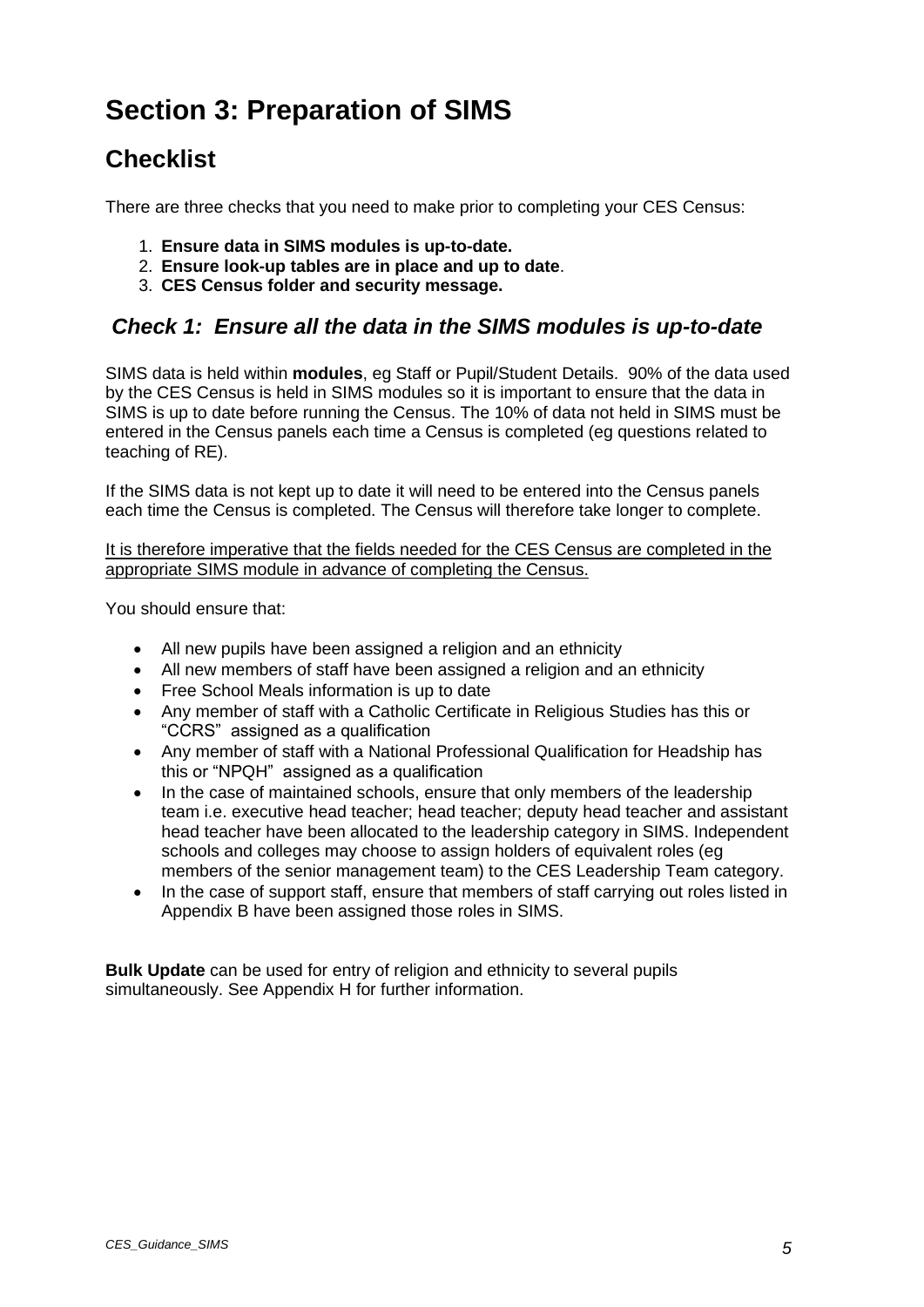# Section 3: Preparation of SIMS

## Checklist

There are three checks that you need to make prior to completing your CES Census:

1. **Ensure data in SIMS modules is up-to-date.**
2. **Ensure look-up tables are in place and up to date**.
3. **CES Census folder and security message.**

### *Check 1: Ensure all the data in the SIMS modules is up-to-date*

SIMS data is held within **modules**, eg Staff or Pupil/Student Details. 90% of the data used by the CES Census is held in SIMS modules so it is important to ensure that the data in SIMS is up to date before running the Census. The 10% of data not held in SIMS must be entered in the Census panels each time a Census is completed (eg questions related to teaching of RE).

If the SIMS data is not kept up to date it will need to be entered into the Census panels each time the Census is completed. The Census will therefore take longer to complete.

<u>It is therefore imperative that the fields needed for the CES Census are completed in the appropriate SIMS module in advance of completing the Census.</u>

You should ensure that:

- All new pupils have been assigned a religion and an ethnicity
- All new members of staff have been assigned a religion and an ethnicity
- Free School Meals information is up to date
- Any member of staff with a Catholic Certificate in Religious Studies has this or "CCRS" assigned as a qualification
- Any member of staff with a National Professional Qualification for Headship has this or "NPQH" assigned as a qualification
- In the case of maintained schools, ensure that only members of the leadership team i.e. executive head teacher; head teacher; deputy head teacher and assistant head teacher have been allocated to the leadership category in SIMS. Independent schools and colleges may choose to assign holders of equivalent roles (eg members of the senior management team) to the CES Leadership Team category.
- In the case of support staff, ensure that members of staff carrying out roles listed in Appendix B have been assigned those roles in SIMS.

**Bulk Update** can be used for entry of religion and ethnicity to several pupils simultaneously. See Appendix H for further information.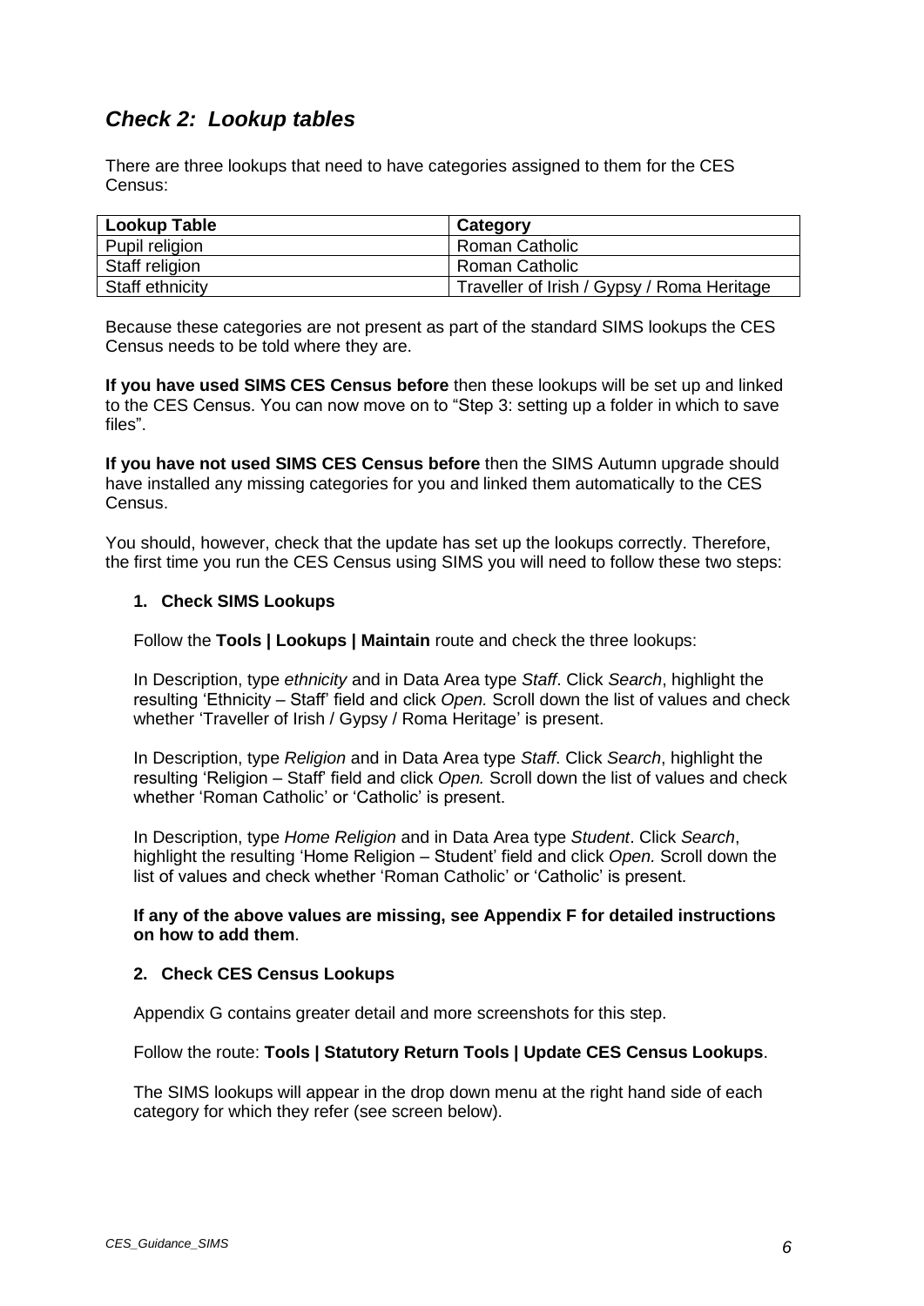## *Check 2: Lookup tables*

There are three lookups that need to have categories assigned to them for the CES Census:

| Lookup Table | Category |
|---|---|
| Pupil religion | Roman Catholic |
| Staff religion | Roman Catholic |
| Staff ethnicity | Traveller of Irish / Gypsy / Roma Heritage |

Because these categories are not present as part of the standard SIMS lookups the CES Census needs to be told where they are.

**If you have used SIMS CES Census before** then these lookups will be set up and linked to the CES Census. You can now move on to "Step 3: setting up a folder in which to save files".

**If you have not used SIMS CES Census before** then the SIMS Autumn upgrade should have installed any missing categories for you and linked them automatically to the CES Census.

You should, however, check that the update has set up the lookups correctly. Therefore, the first time you run the CES Census using SIMS you will need to follow these two steps:

1. **Check SIMS Lookups**

   Follow the **Tools | Lookups | Maintain** route and check the three lookups:

   In Description, type *ethnicity* and in Data Area type *Staff*. Click *Search*, highlight the resulting 'Ethnicity – Staff' field and click *Open.* Scroll down the list of values and check whether 'Traveller of Irish / Gypsy / Roma Heritage' is present.

   In Description, type *Religion* and in Data Area type *Staff*. Click *Search*, highlight the resulting 'Religion – Staff' field and click *Open.* Scroll down the list of values and check whether 'Roman Catholic' or 'Catholic' is present.

   In Description, type *Home Religion* and in Data Area type *Student*. Click *Search*, highlight the resulting 'Home Religion – Student' field and click *Open.* Scroll down the list of values and check whether 'Roman Catholic' or 'Catholic' is present.

   **If any of the above values are missing, see Appendix F for detailed instructions on how to add them**.

2. **Check CES Census Lookups**

   Appendix G contains greater detail and more screenshots for this step.

   Follow the route: **Tools | Statutory Return Tools | Update CES Census Lookups**.

   The SIMS lookups will appear in the drop down menu at the right hand side of each category for which they refer (see screen below).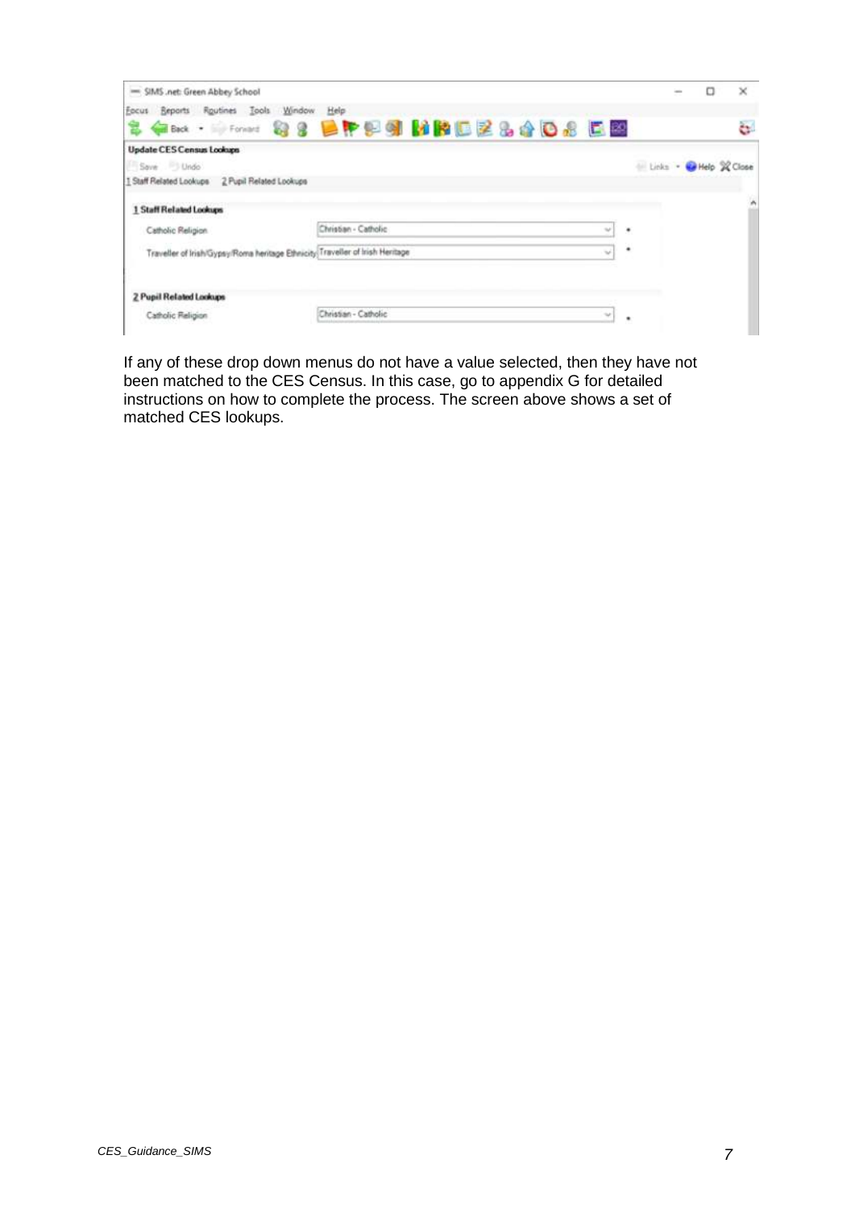If any of these drop down menus do not have a value selected, then they have not been matched to the CES Census. In this case, go to appendix G for detailed instructions on how to complete the process. The screen above shows a set of matched CES lookups.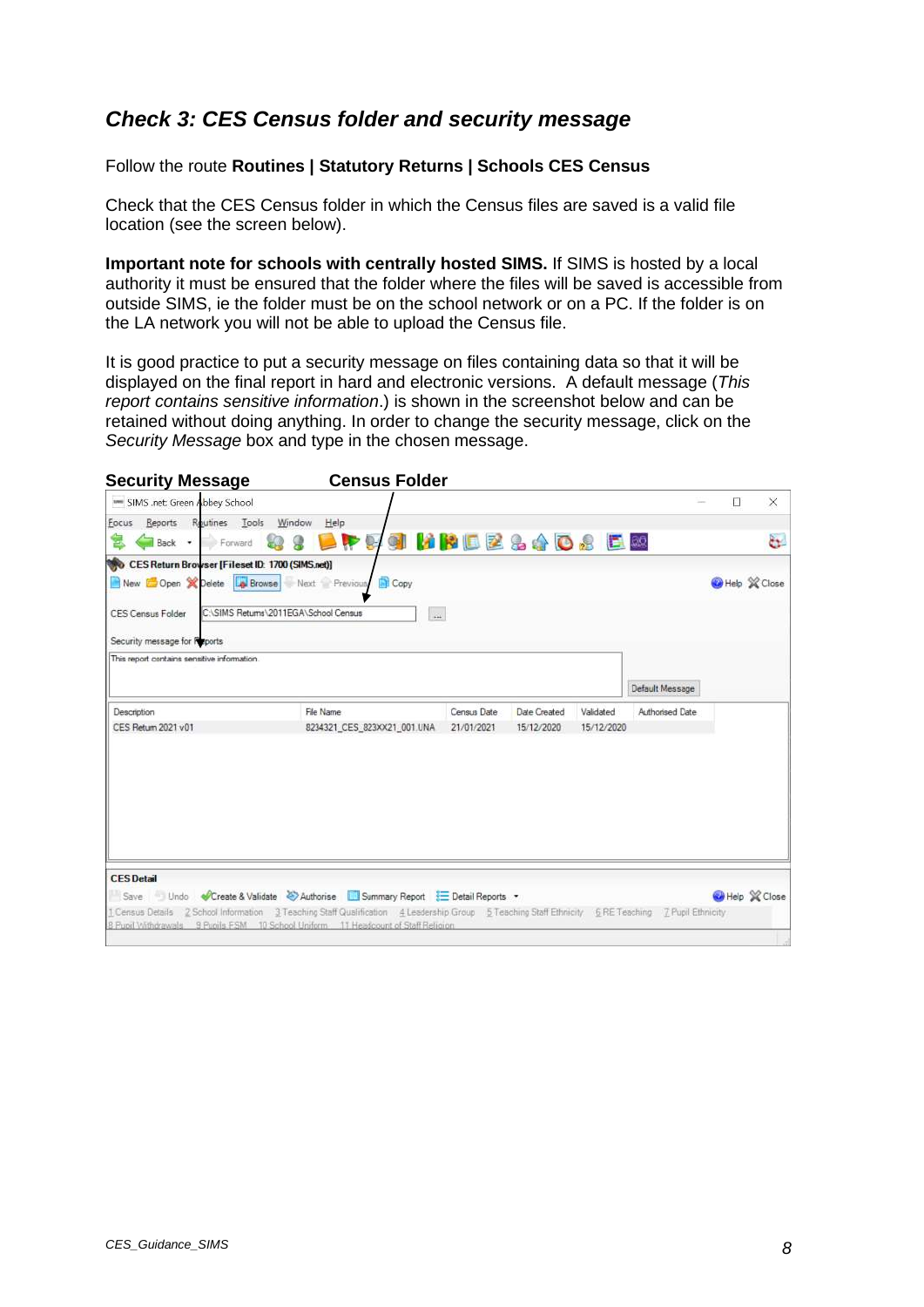## *Check 3: CES Census folder and security message*

Follow the route **Routines | Statutory Returns | Schools CES Census**

Check that the CES Census folder in which the Census files are saved is a valid file location (see the screen below).

**Important note for schools with centrally hosted SIMS.** If SIMS is hosted by a local authority it must be ensured that the folder where the files will be saved is accessible from outside SIMS, ie the folder must be on the school network or on a PC. If the folder is on the LA network you will not be able to upload the Census file.

It is good practice to put a security message on files containing data so that it will be displayed on the final report in hard and electronic versions. A default message (*This report contains sensitive information*.) is shown in the screenshot below and can be retained without doing anything. In order to change the security message, click on the *Security Message* box and type in the chosen message.

**Security Message** **Census Folder**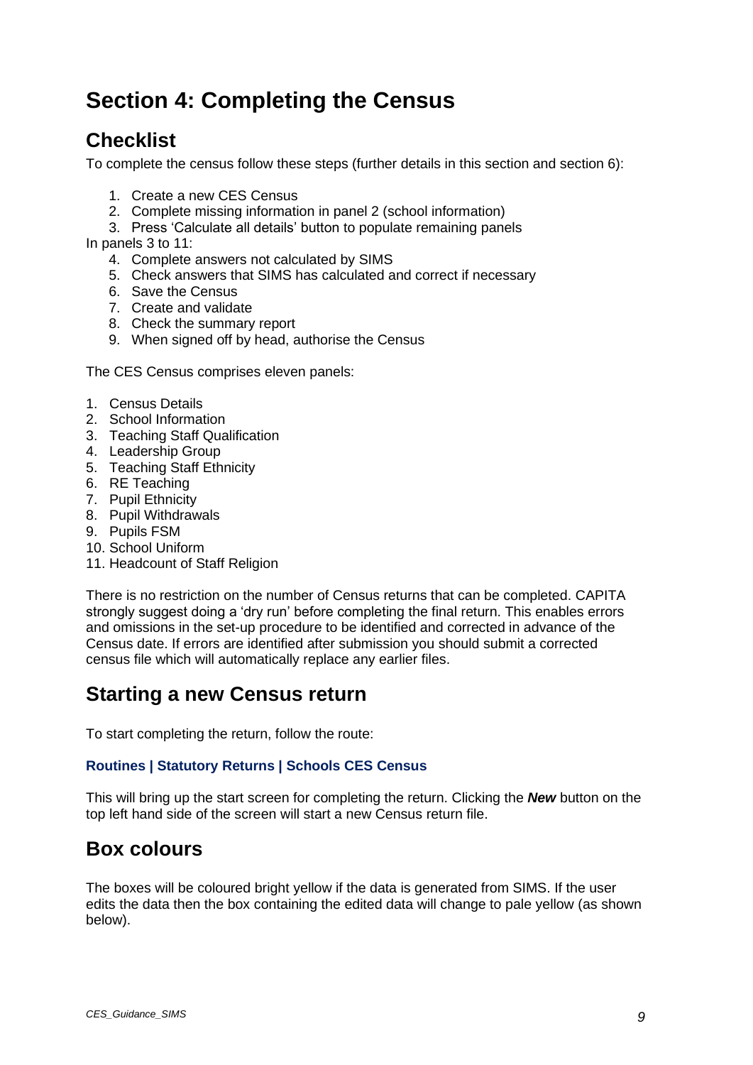# Section 4: Completing the Census

## Checklist

To complete the census follow these steps (further details in this section and section 6):

1. Create a new CES Census
2. Complete missing information in panel 2 (school information)
3. Press 'Calculate all details' button to populate remaining panels

In panels 3 to 11:

4. Complete answers not calculated by SIMS
5. Check answers that SIMS has calculated and correct if necessary
6. Save the Census
7. Create and validate
8. Check the summary report
9. When signed off by head, authorise the Census

The CES Census comprises eleven panels:

1. Census Details
2. School Information
3. Teaching Staff Qualification
4. Leadership Group
5. Teaching Staff Ethnicity
6. RE Teaching
7. Pupil Ethnicity
8. Pupil Withdrawals
9. Pupils FSM
10. School Uniform
11. Headcount of Staff Religion

There is no restriction on the number of Census returns that can be completed. CAPITA strongly suggest doing a 'dry run' before completing the final return. This enables errors and omissions in the set-up procedure to be identified and corrected in advance of the Census date. If errors are identified after submission you should submit a corrected census file which will automatically replace any earlier files.

## Starting a new Census return

To start completing the return, follow the route:

**Routines | Statutory Returns | Schools CES Census**

This will bring up the start screen for completing the return. Clicking the ***New*** button on the top left hand side of the screen will start a new Census return file.

## Box colours

The boxes will be coloured bright yellow if the data is generated from SIMS. If the user edits the data then the box containing the edited data will change to pale yellow (as shown below).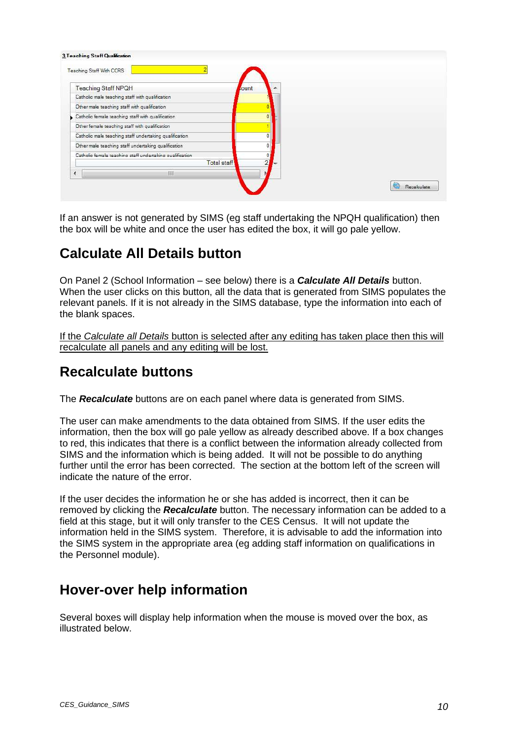If an answer is not generated by SIMS (eg staff undertaking the NPQH qualification) then the box will be white and once the user has edited the box, it will go pale yellow.

## Calculate All Details button

On Panel 2 (School Information – see below) there is a ***Calculate All Details*** button. When the user clicks on this button, all the data that is generated from SIMS populates the relevant panels. If it is not already in the SIMS database, type the information into each of the blank spaces.

<u>If the *Calculate all Details* button is selected after any editing has taken place then this will recalculate all panels and any editing will be lost.</u>

## Recalculate buttons

The ***Recalculate*** buttons are on each panel where data is generated from SIMS.

The user can make amendments to the data obtained from SIMS. If the user edits the information, then the box will go pale yellow as already described above. If a box changes to red, this indicates that there is a conflict between the information already collected from SIMS and the information which is being added. It will not be possible to do anything further until the error has been corrected. The section at the bottom left of the screen will indicate the nature of the error.

If the user decides the information he or she has added is incorrect, then it can be removed by clicking the ***Recalculate*** button. The necessary information can be added to a field at this stage, but it will only transfer to the CES Census. It will not update the information held in the SIMS system. Therefore, it is advisable to add the information into the SIMS system in the appropriate area (eg adding staff information on qualifications in the Personnel module).

## Hover-over help information

Several boxes will display help information when the mouse is moved over the box, as illustrated below.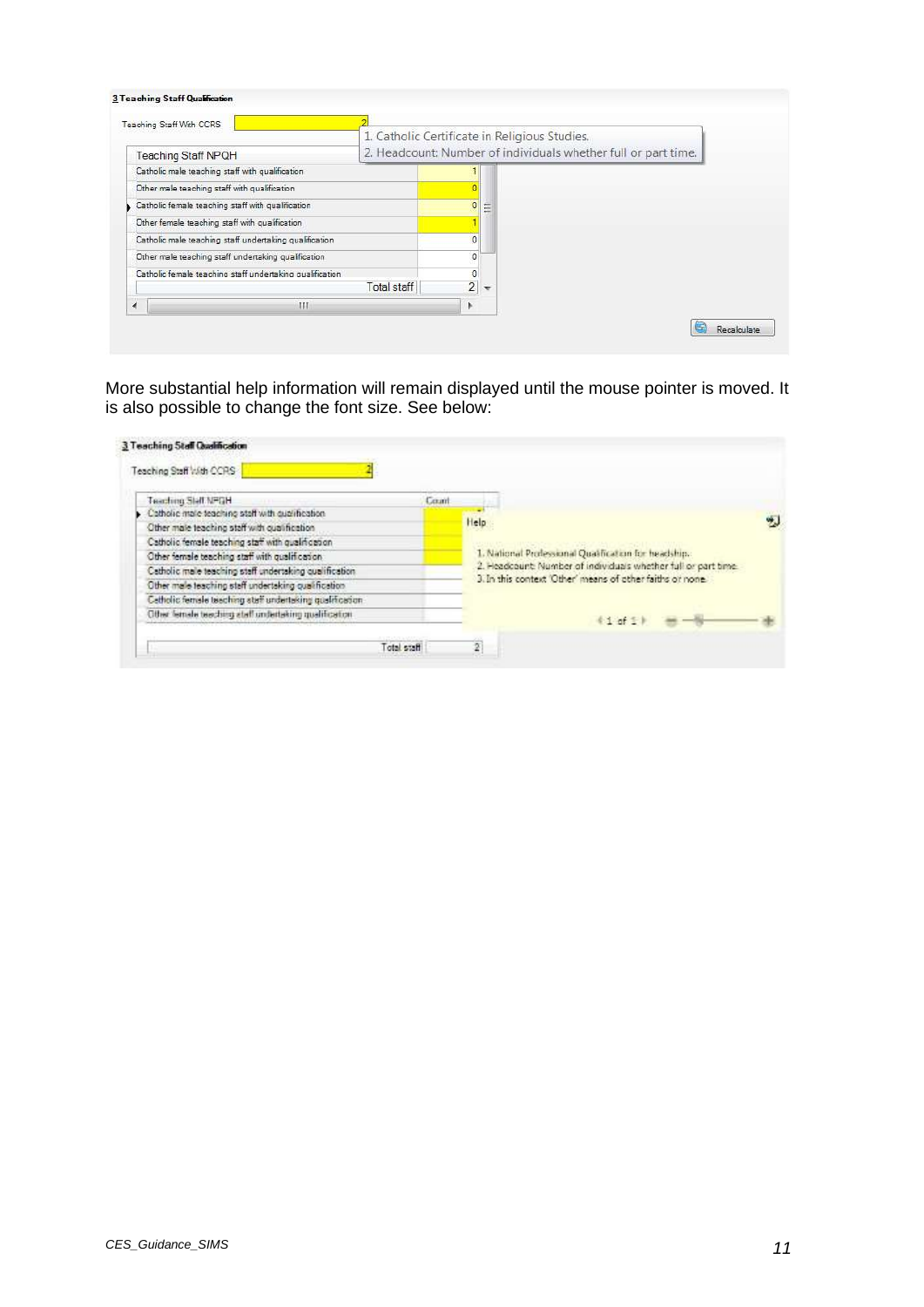**3 Teaching Staff Qualification**

Teaching Staff With CCRS: 2

1. Catholic Certificate in Religious Studies.
2. Headcount: Number of individuals whether full or part time.

| Teaching Staff NPQH | |
|---|---|
| Catholic male teaching staff with qualification | 1 |
| Other male teaching staff with qualification | 0 |
| Catholic female teaching staff with qualification | 0 |
| Other female teaching staff with qualification | 1 |
| Catholic male teaching staff undertaking qualification | 0 |
| Other male teaching staff undertaking qualification | 0 |
| Catholic female teaching staff undertaking qualification | 0 |
| Total staff | 2 |

Recalculate

More substantial help information will remain displayed until the mouse pointer is moved. It is also possible to change the font size. See below:

**3 Teaching Staff Qualification**

Teaching Staff With CCRS: 2

| Teaching Staff NPQH | Count |
|---|---|
| Catholic male teaching staff with qualification | |
| Other male teaching staff with qualification | |
| Catholic female teaching staff with qualification | |
| Other female teaching staff with qualification | |
| Catholic male teaching staff undertaking qualification | |
| Other male teaching staff undertaking qualification | |
| Catholic female teaching staff undertaking qualification | |
| Other female teaching staff undertaking qualification | |
| Total staff | 2 |

Help

1. National Professional Qualification for headship.
2. Headcount: Number of individuals whether full or part time.
3. In this context 'Other' means of other faiths or none.

1 of 1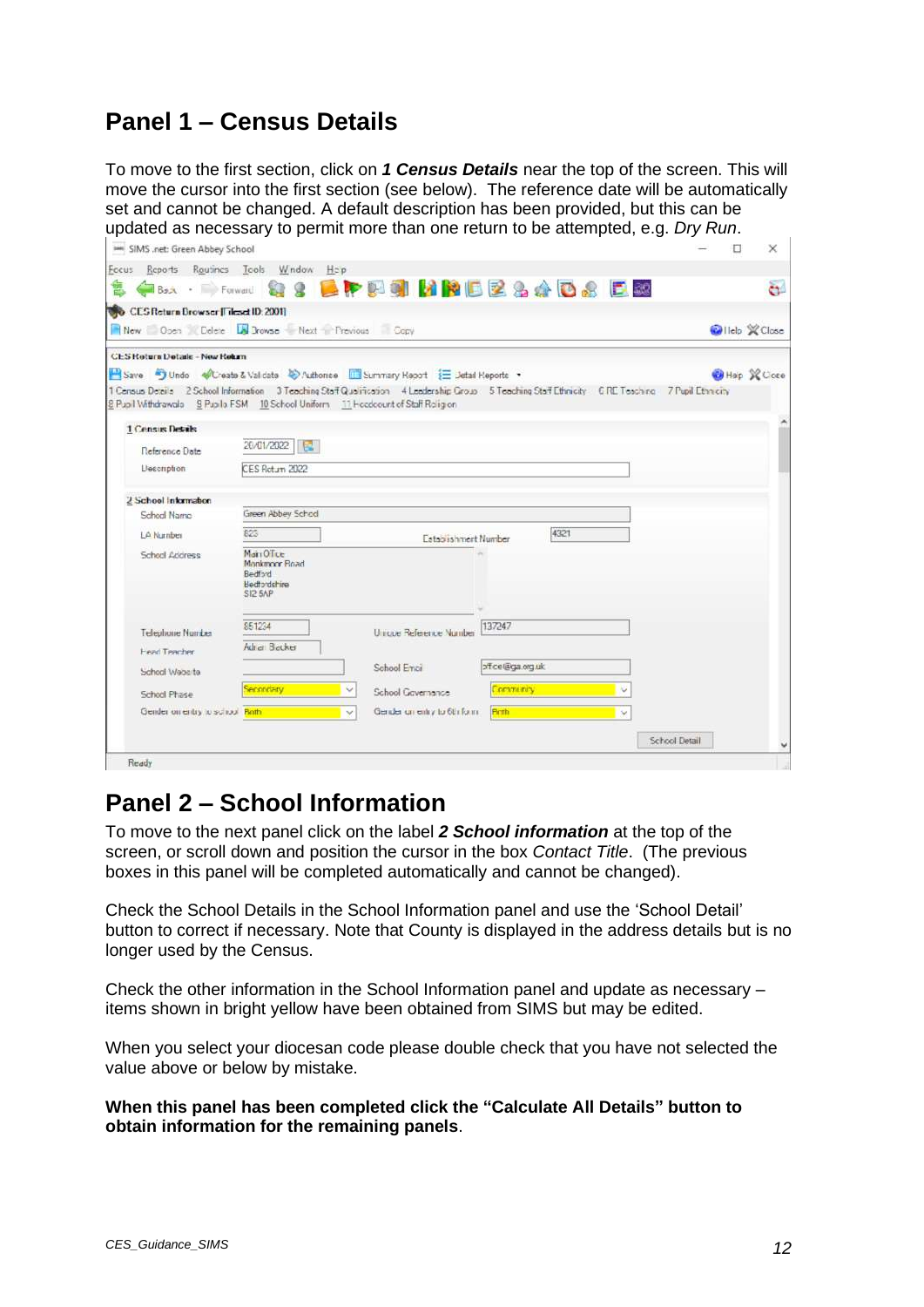## Panel 1 – Census Details

To move to the first section, click on ***1 Census Details*** near the top of the screen. This will move the cursor into the first section (see below). The reference date will be automatically set and cannot be changed. A default description has been provided, but this can be updated as necessary to permit more than one return to be attempted, e.g. *Dry Run*.

## Panel 2 – School Information

To move to the next panel click on the label ***2 School information*** at the top of the screen, or scroll down and position the cursor in the box *Contact Title*. (The previous boxes in this panel will be completed automatically and cannot be changed).

Check the School Details in the School Information panel and use the 'School Detail' button to correct if necessary. Note that County is displayed in the address details but is no longer used by the Census.

Check the other information in the School Information panel and update as necessary – items shown in bright yellow have been obtained from SIMS but may be edited.

When you select your diocesan code please double check that you have not selected the value above or below by mistake.

**When this panel has been completed click the "Calculate All Details" button to obtain information for the remaining panels**.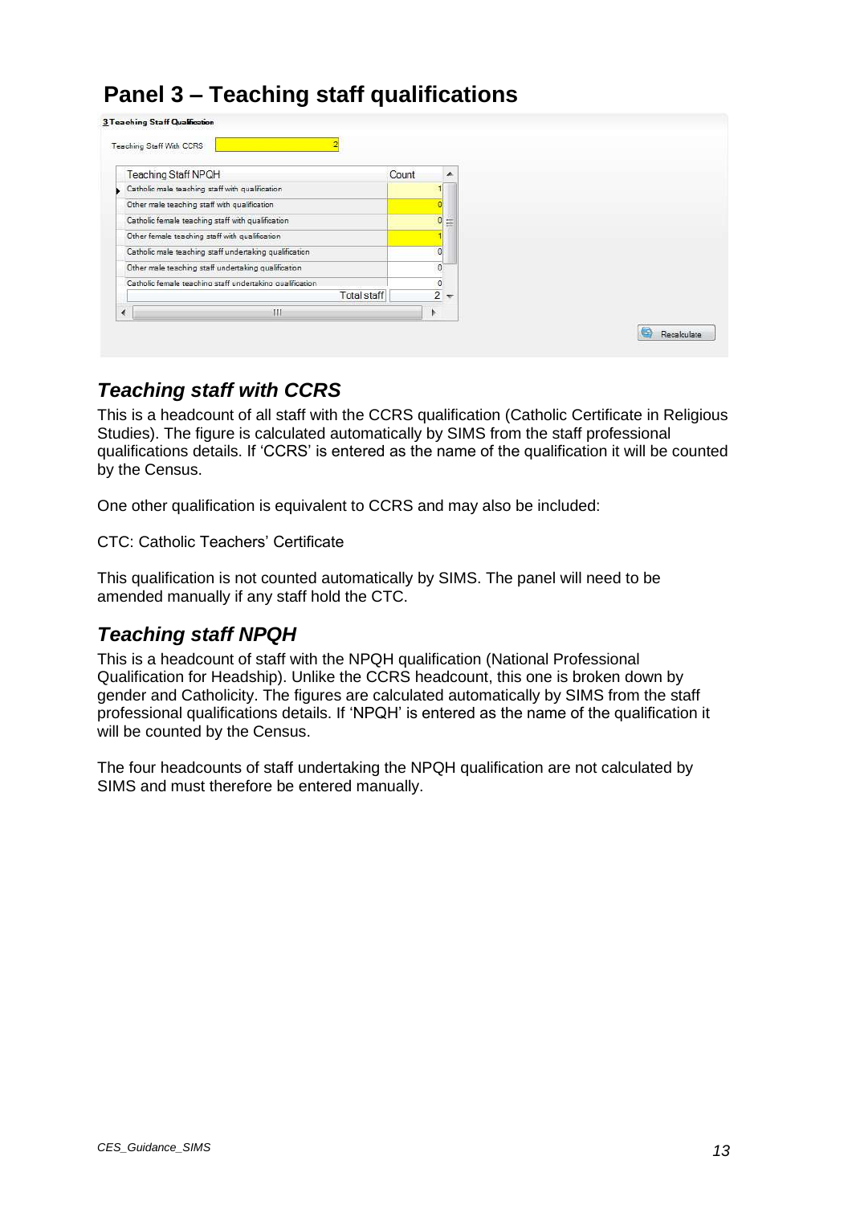# Panel 3 – Teaching staff qualifications

3 Teaching Staff Qualification

Teaching Staff With CCRS: 2

| Teaching Staff NPQH | Count |
| --- | --- |
| Catholic male teaching staff with qualification | 1 |
| Other male teaching staff with qualification | 0 |
| Catholic female teaching staff with qualification | 0 |
| Other female teaching staff with qualification | 1 |
| Catholic male teaching staff undertaking qualification | 0 |
| Other male teaching staff undertaking qualification | 0 |
| Catholic female teaching staff undertaking qualification | 0 |
| Total staff | 2 |

Recalculate

## *Teaching staff with CCRS*

This is a headcount of all staff with the CCRS qualification (Catholic Certificate in Religious Studies). The figure is calculated automatically by SIMS from the staff professional qualifications details. If 'CCRS' is entered as the name of the qualification it will be counted by the Census.

One other qualification is equivalent to CCRS and may also be included:

CTC: Catholic Teachers' Certificate

This qualification is not counted automatically by SIMS. The panel will need to be amended manually if any staff hold the CTC.

## *Teaching staff NPQH*

This is a headcount of staff with the NPQH qualification (National Professional Qualification for Headship). Unlike the CCRS headcount, this one is broken down by gender and Catholicity. The figures are calculated automatically by SIMS from the staff professional qualifications details. If 'NPQH' is entered as the name of the qualification it will be counted by the Census.

The four headcounts of staff undertaking the NPQH qualification are not calculated by SIMS and must therefore be entered manually.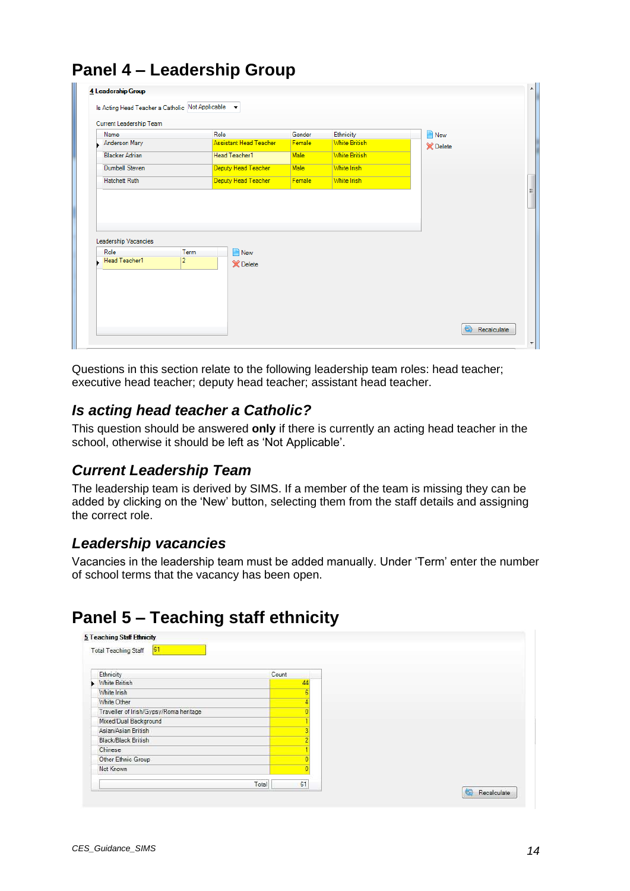## Panel 4 – Leadership Group

**4 Leadership Group**

Is Acting Head Teacher a Catholic: Not Applicable

Current Leadership Team

| Name | Role | Gender | Ethnicity |
|---|---|---|---|
| Anderson Mary | Assistant Head Teacher | Female | White British |
| Blacker Adrian | Head Teacher1 | Male | White British |
| Dumbell Steven | Deputy Head Teacher | Male | White Irish |
| Hatchett Ruth | Deputy Head Teacher | Female | White Irish |

New | Delete

Leadership Vacancies

| Role | Term |
|---|---|
| Head Teacher1 | 2 |

New | Delete

Recalculate

Questions in this section relate to the following leadership team roles: head teacher; executive head teacher; deputy head teacher; assistant head teacher.

### *Is acting head teacher a Catholic?*

This question should be answered **only** if there is currently an acting head teacher in the school, otherwise it should be left as 'Not Applicable'.

### *Current Leadership Team*

The leadership team is derived by SIMS. If a member of the team is missing they can be added by clicking on the 'New' button, selecting them from the staff details and assigning the correct role.

### *Leadership vacancies*

Vacancies in the leadership team must be added manually. Under 'Term' enter the number of school terms that the vacancy has been open.

## Panel 5 – Teaching staff ethnicity

**5 Teaching Staff Ethnicity**

Total Teaching Staff: 61

| Ethnicity | Count |
|---|---|
| White British | 44 |
| White Irish | 6 |
| White Other | 4 |
| Traveller of Irish/Gypsy/Roma heritage | 0 |
| Mixed/Dual Background | 1 |
| Asian/Asian British | 3 |
| Black/Black British | 2 |
| Chinese | 1 |
| Other Ethnic Group | 0 |
| Not Known | 0 |
| Total | 61 |

Recalculate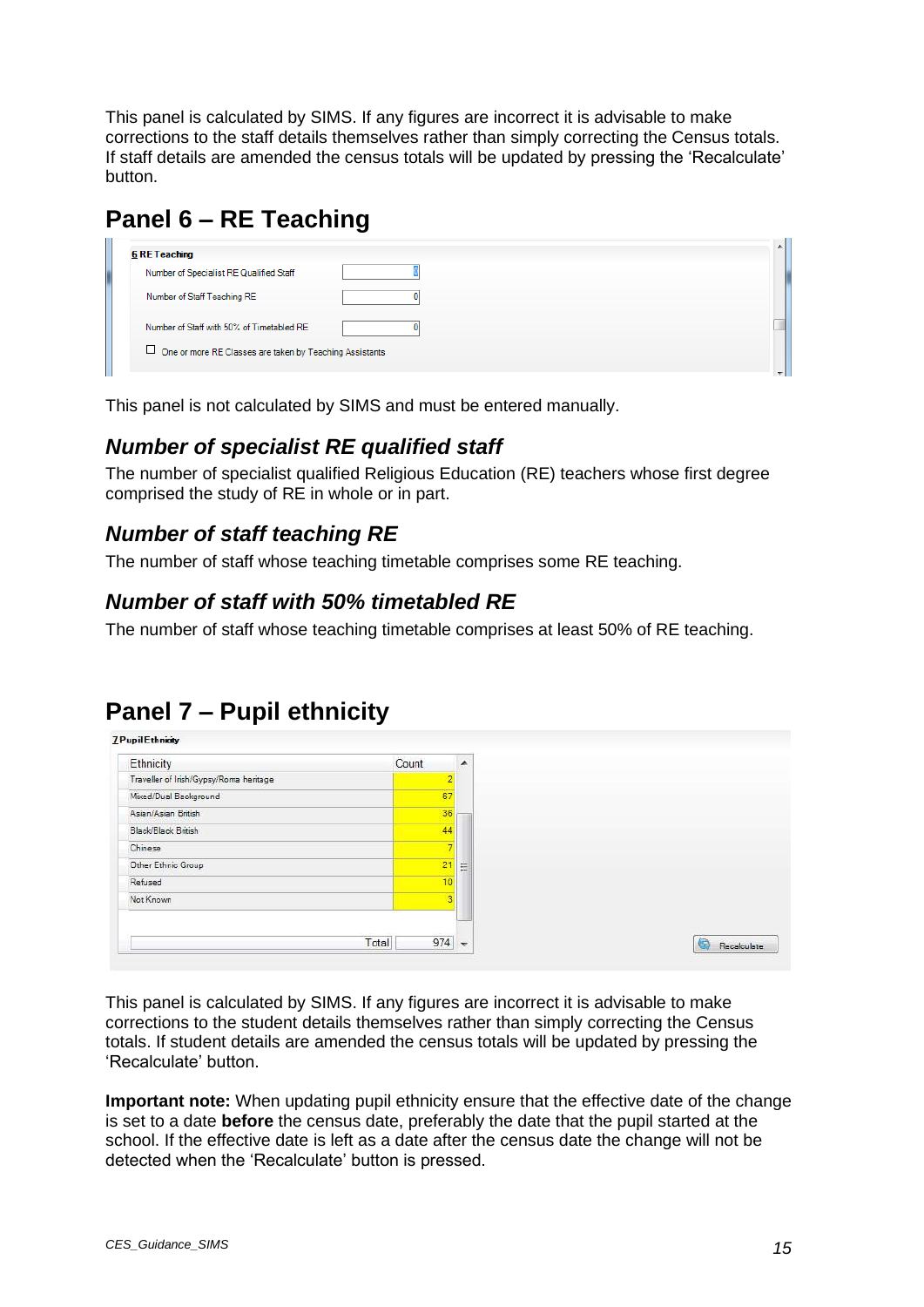This panel is calculated by SIMS. If any figures are incorrect it is advisable to make corrections to the staff details themselves rather than simply correcting the Census totals. If staff details are amended the census totals will be updated by pressing the 'Recalculate' button.

## Panel 6 – RE Teaching

**6 RE Teaching**

| | |
|---|---|
| Number of Specialist RE Qualified Staff | 0 |
| Number of Staff Teaching RE | 0 |
| Number of Staff with 50% of Timetabled RE | 0 |

☐ One or more RE Classes are taken by Teaching Assistants

This panel is not calculated by SIMS and must be entered manually.

### *Number of specialist RE qualified staff*

The number of specialist qualified Religious Education (RE) teachers whose first degree comprised the study of RE in whole or in part.

### *Number of staff teaching RE*

The number of staff whose teaching timetable comprises some RE teaching.

### *Number of staff with 50% timetabled RE*

The number of staff whose teaching timetable comprises at least 50% of RE teaching.

## Panel 7 – Pupil ethnicity

**7 Pupil Ethnicity**

| Ethnicity | Count |
|---|---|
| Traveller of Irish/Gypsy/Roma heritage | 2 |
| Mixed/Dual Background | 67 |
| Asian/Asian British | 36 |
| Black/Black British | 44 |
| Chinese | 7 |
| Other Ethnic Group | 21 |
| Refused | 10 |
| Not Known | 3 |
| Total | 974 |

Recalculate

This panel is calculated by SIMS. If any figures are incorrect it is advisable to make corrections to the student details themselves rather than simply correcting the Census totals. If student details are amended the census totals will be updated by pressing the 'Recalculate' button.

**Important note:** When updating pupil ethnicity ensure that the effective date of the change is set to a date **before** the census date, preferably the date that the pupil started at the school. If the effective date is left as a date after the census date the change will not be detected when the 'Recalculate' button is pressed.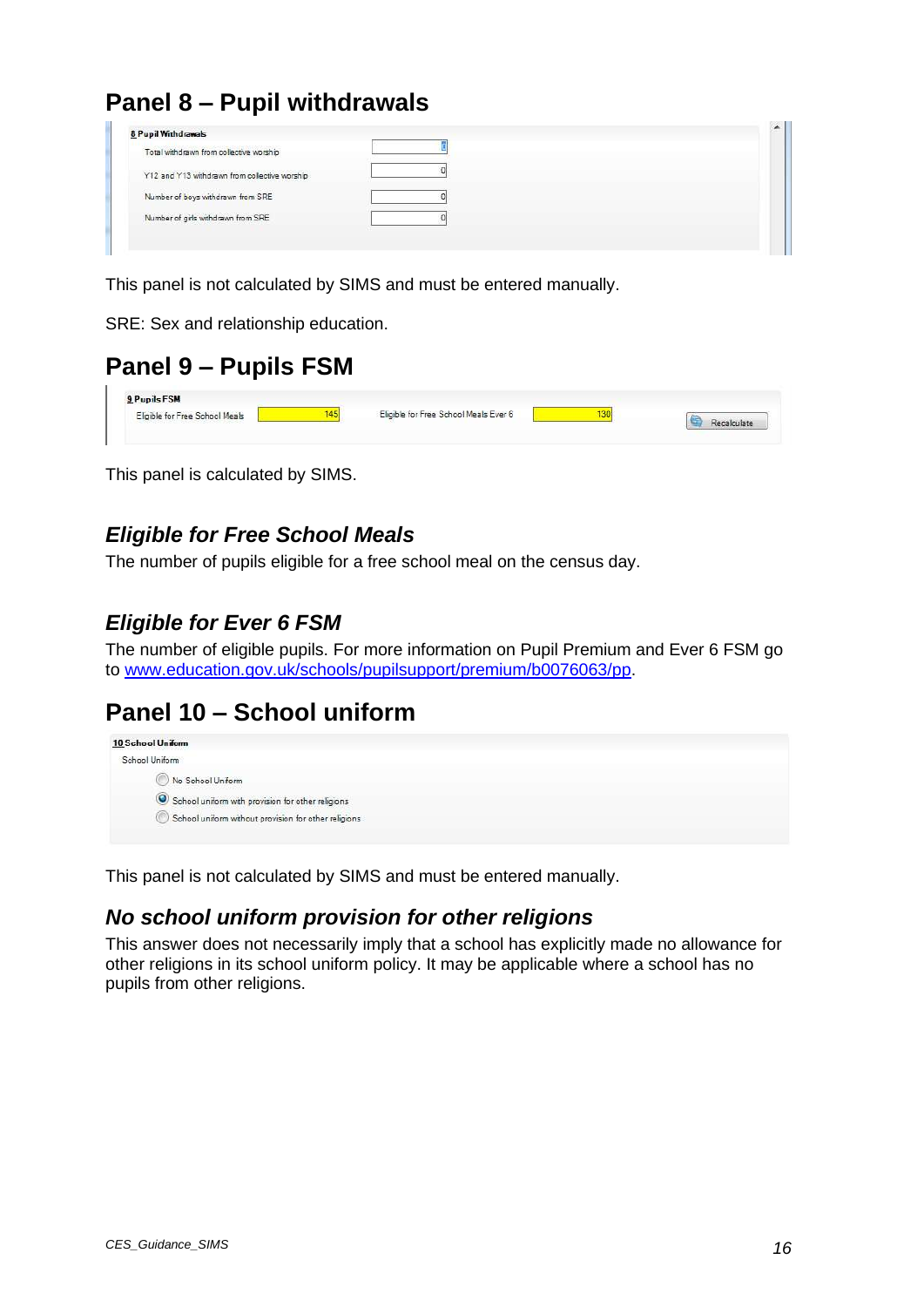## Panel 8 – Pupil withdrawals

This panel is not calculated by SIMS and must be entered manually.

SRE: Sex and relationship education.

## Panel 9 – Pupils FSM

This panel is calculated by SIMS.

### *Eligible for Free School Meals*

The number of pupils eligible for a free school meal on the census day.

### *Eligible for Ever 6 FSM*

The number of eligible pupils. For more information on Pupil Premium and Ever 6 FSM go to [www.education.gov.uk/schools/pupilsupport/premium/b0076063/pp](www.education.gov.uk/schools/pupilsupport/premium/b0076063/pp).

## Panel 10 – School uniform

This panel is not calculated by SIMS and must be entered manually.

### *No school uniform provision for other religions*

This answer does not necessarily imply that a school has explicitly made no allowance for other religions in its school uniform policy. It may be applicable where a school has no pupils from other religions.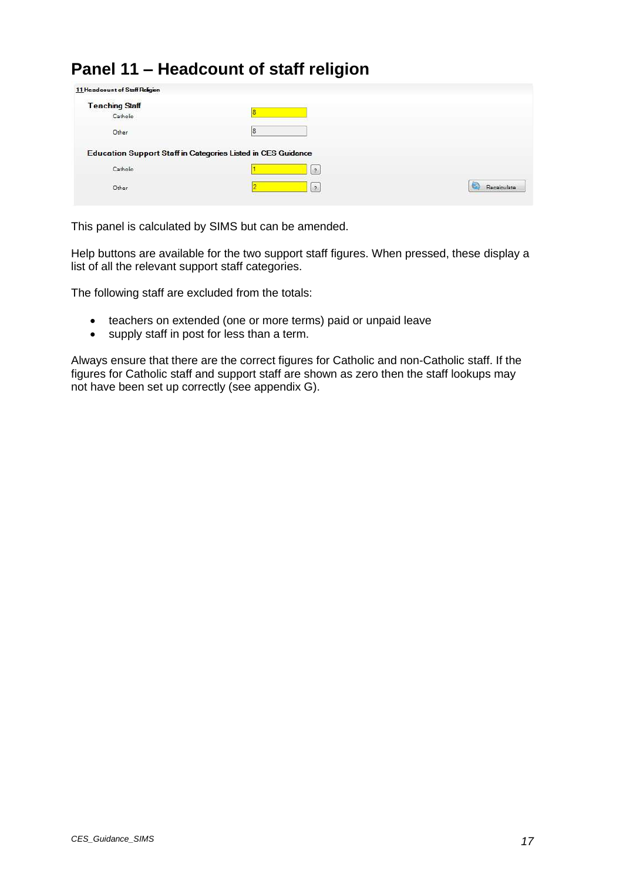# Panel 11 – Headcount of staff religion

**11 Headcount of Staff Religion**

**Teaching Staff**

| | |
|---|---|
| Catholic | 8 |
| Other | 8 |

**Education Support Staff in Categories Listed in CES Guidance**

| | |
|---|---|
| Catholic | 1 |
| Other | 2 |

Recalculate

This panel is calculated by SIMS but can be amended.

Help buttons are available for the two support staff figures. When pressed, these display a list of all the relevant support staff categories.

The following staff are excluded from the totals:

- teachers on extended (one or more terms) paid or unpaid leave
- supply staff in post for less than a term.

Always ensure that there are the correct figures for Catholic and non-Catholic staff. If the figures for Catholic staff and support staff are shown as zero then the staff lookups may not have been set up correctly (see appendix G).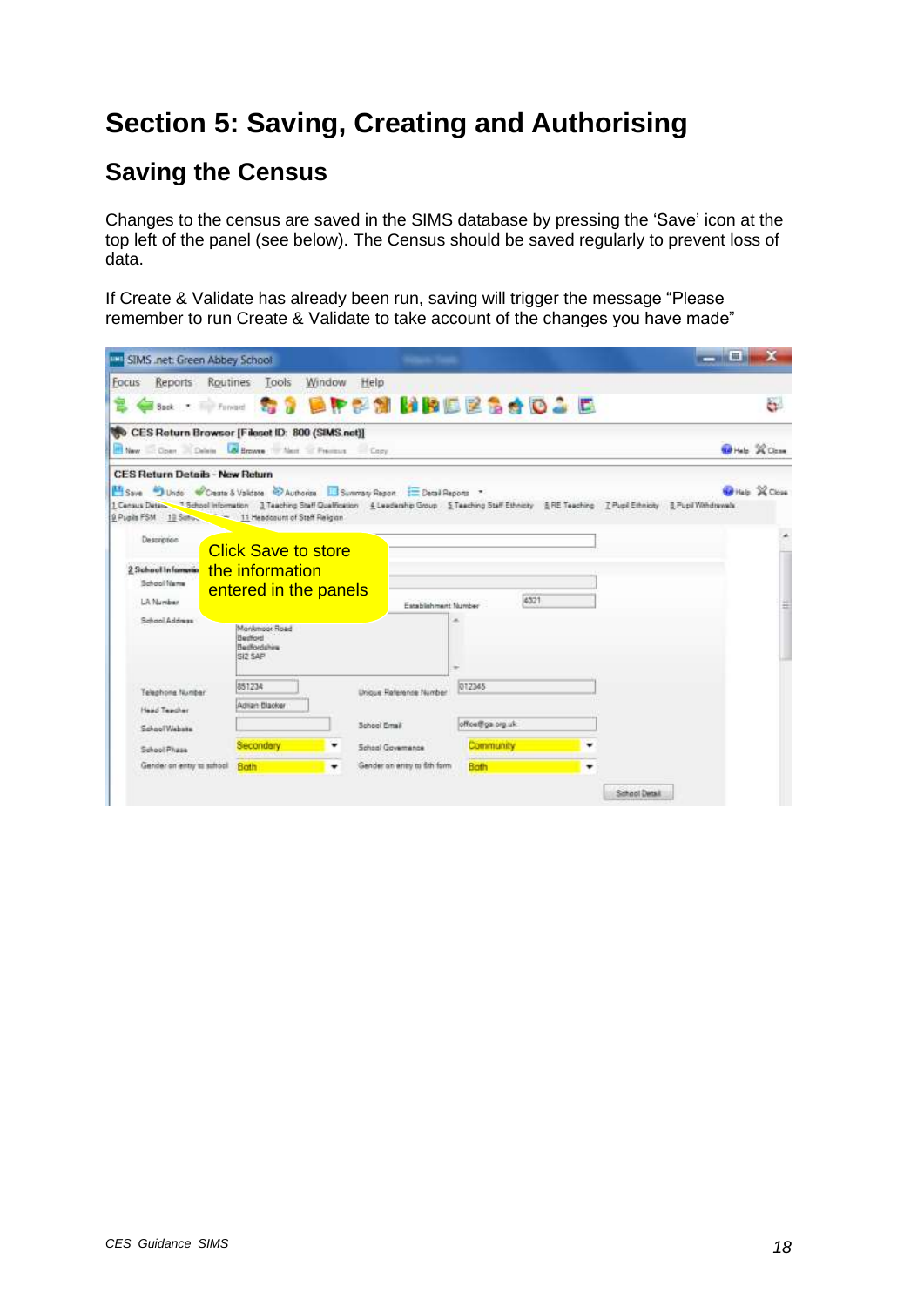# Section 5: Saving, Creating and Authorising

## Saving the Census

Changes to the census are saved in the SIMS database by pressing the 'Save' icon at the top left of the panel (see below). The Census should be saved regularly to prevent loss of data.

If Create & Validate has already been run, saving will trigger the message "Please remember to run Create & Validate to take account of the changes you have made"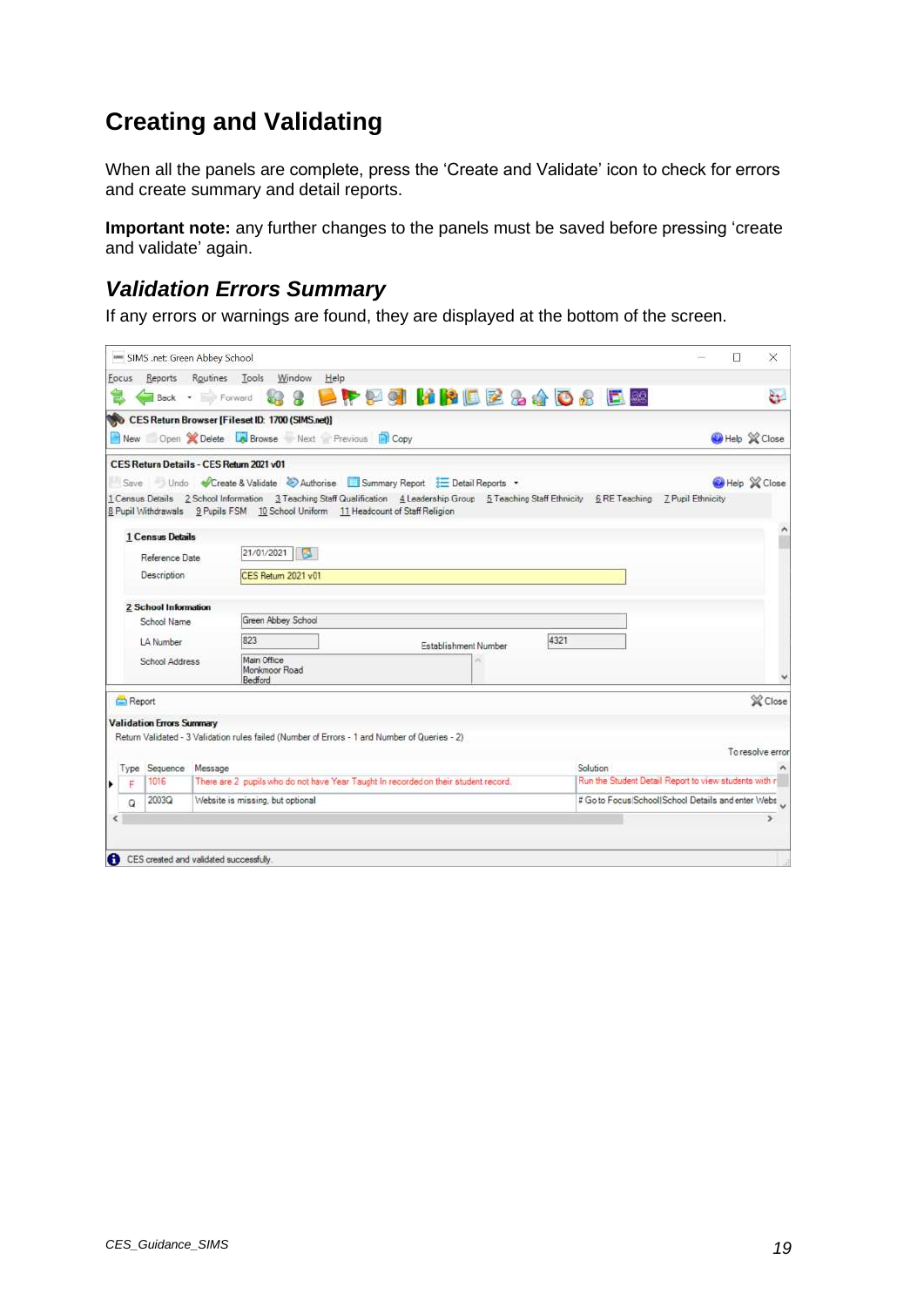## Creating and Validating

When all the panels are complete, press the ‘Create and Validate’ icon to check for errors and create summary and detail reports.

**Important note:** any further changes to the panels must be saved before pressing ‘create and validate’ again.

### *Validation Errors Summary*

If any errors or warnings are found, they are displayed at the bottom of the screen.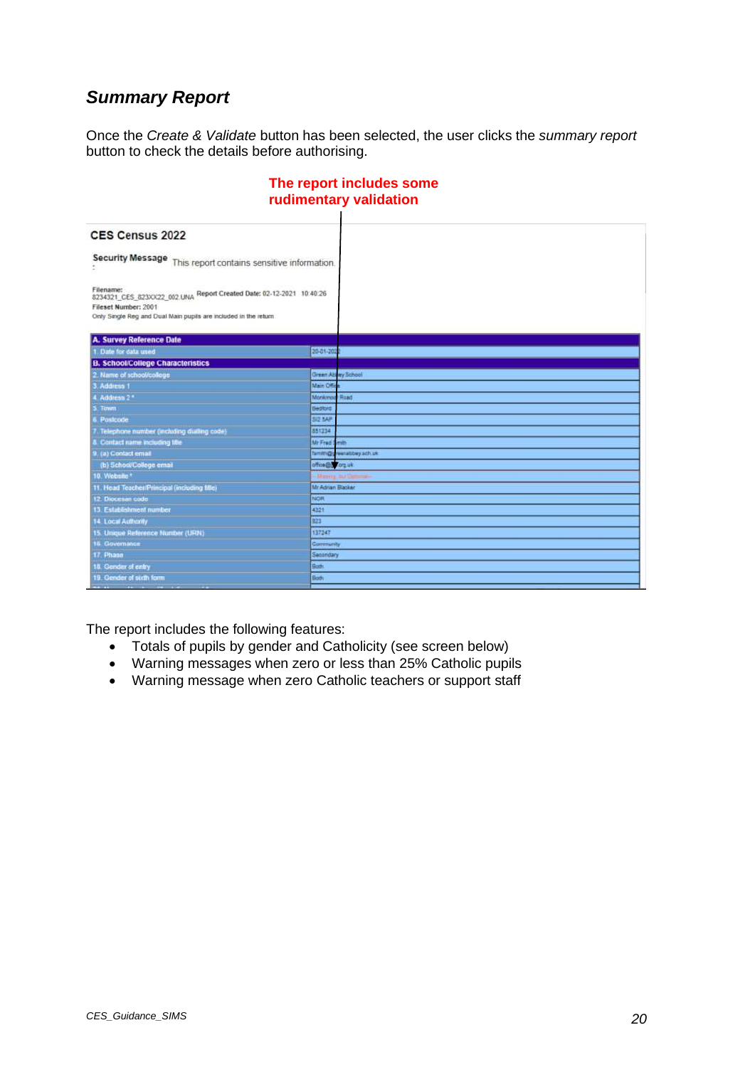## *Summary Report*

Once the *Create & Validate* button has been selected, the user clicks the *summary report* button to check the details before authorising.

**The report includes some rudimentary validation**

**CES Census 2022**

**Security Message:** This report contains sensitive information.

**Filename:** 8234321_CES_823XX22_002.UNA **Report Created Date:** 02-12-2021 10:40:26
**Fileset Number:** 2001
Only Single Reg and Dual Main pupils are included in the return

| A. Survey Reference Date | |
|---|---|
| 1. Date for data used | 20-01-2022 |
| **B. School/College Characteristics** | |
| 2. Name of school/college | Green Abbey School |
| 3. Address 1 | Main Office |
| 4. Address 2 * | Monkmoor Road |
| 5. Town | Bedford |
| 6. Postcode | SI2 5AP |
| 7. Telephone number (including dialling code) | 851234 |
| 8. Contact name including title | Mr Fred Smith |
| 9. (a) Contact email | fsmith@greenabbey.sch.uk |
| (b) School/College email | office@...org.uk |
| 10. Website * | -- Missing, but Optional -- |
| 11. Head Teacher/Principal (including title) | Mr Adrian Blacker |
| 12. Diocesan code | NOR |
| 13. Establishment number | 4321 |
| 14. Local Authority | 823 |
| 15. Unique Reference Number (URN) | 137247 |
| 16. Governance | Community |
| 17. Phase | Secondary |
| 18. Gender of entry | Both |
| 19. Gender of sixth form | Both |

The report includes the following features:

- Totals of pupils by gender and Catholicity (see screen below)
- Warning messages when zero or less than 25% Catholic pupils
- Warning message when zero Catholic teachers or support staff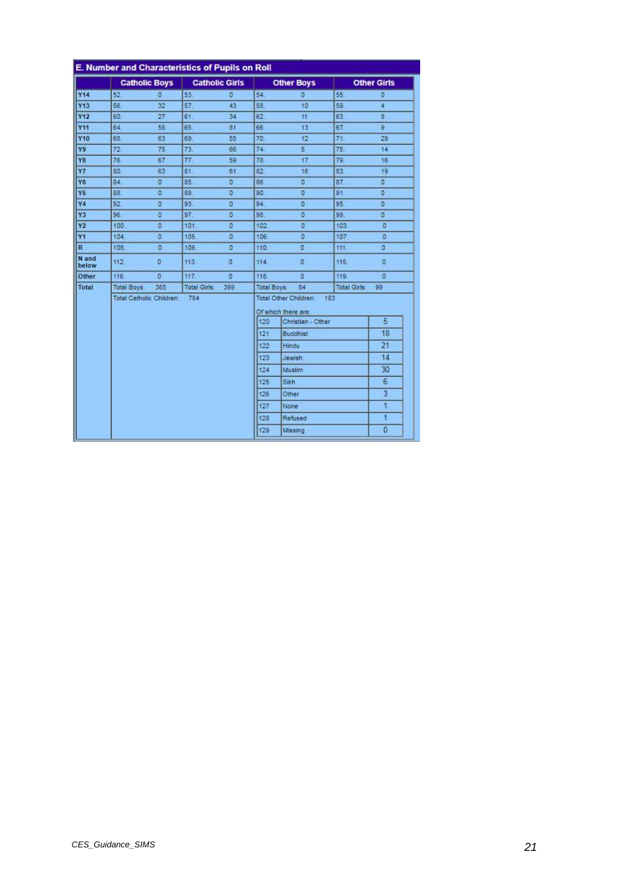## E. Number and Characteristics of Pupils on Roll

| | Catholic Boys | | Catholic Girls | | Other Boys | | Other Girls | |
|---|---|---|---|---|---|---|---|---|
| Y14 | 52. | 0 | 53. | 0 | 54. | 0 | 55. | 0 |
| Y13 | 56. | 32 | 57. | 43 | 58. | 10 | 59. | 4 |
| Y12 | 60. | 27 | 61. | 34 | 62. | 11 | 63. | 8 |
| Y11 | 64. | 58 | 65. | 81 | 66. | 13 | 67. | 9 |
| Y10 | 68. | 63 | 69. | 55 | 70. | 12 | 71. | 29 |
| Y9 | 72. | 75 | 73. | 66 | 74. | 5 | 75. | 14 |
| Y8 | 76. | 67 | 77. | 59 | 78. | 17 | 79. | 16 |
| Y7 | 80. | 63 | 81. | 61 | 82. | 16 | 83. | 19 |
| Y6 | 84. | 0 | 85. | 0 | 86. | 0 | 87. | 0 |
| Y5 | 88. | 0 | 89. | 0 | 90. | 0 | 91. | 0 |
| Y4 | 92. | 0 | 93. | 0 | 94. | 0 | 95. | 0 |
| Y3 | 96. | 0 | 97. | 0 | 98. | 0 | 99. | 0 |
| Y2 | 100. | 0 | 101. | 0 | 102. | 0 | 103. | 0 |
| Y1 | 104. | 0 | 105. | 0 | 106. | 0 | 107. | 0 |
| R | 108. | 0 | 109. | 0 | 110. | 0 | 111. | 0 |
| N and below | 112. | 0 | 113. | 0 | 114. | 0 | 115. | 0 |
| Other | 116. | 0 | 117. | 0 | 118. | 0 | 119. | 0 |
| Total | Total Boys: | 385 | Total Girls: | 399 | Total Boys: | 84 | Total Girls: | 99 |
| | Total Catholic Children: | 784 | | | Total Other Children: | 183 | | |

Of which there are:

| | | |
|---|---|---|
| 120 | Christian - Other | 5 |
| 121 | Buddhist | 18 |
| 122 | Hindu | 21 |
| 123 | Jewish | 14 |
| 124 | Muslim | 30 |
| 125 | Sikh | 6 |
| 126 | Other | 3 |
| 127 | None | 1 |
| 128 | Refused | 1 |
| 129 | Missing | 0 |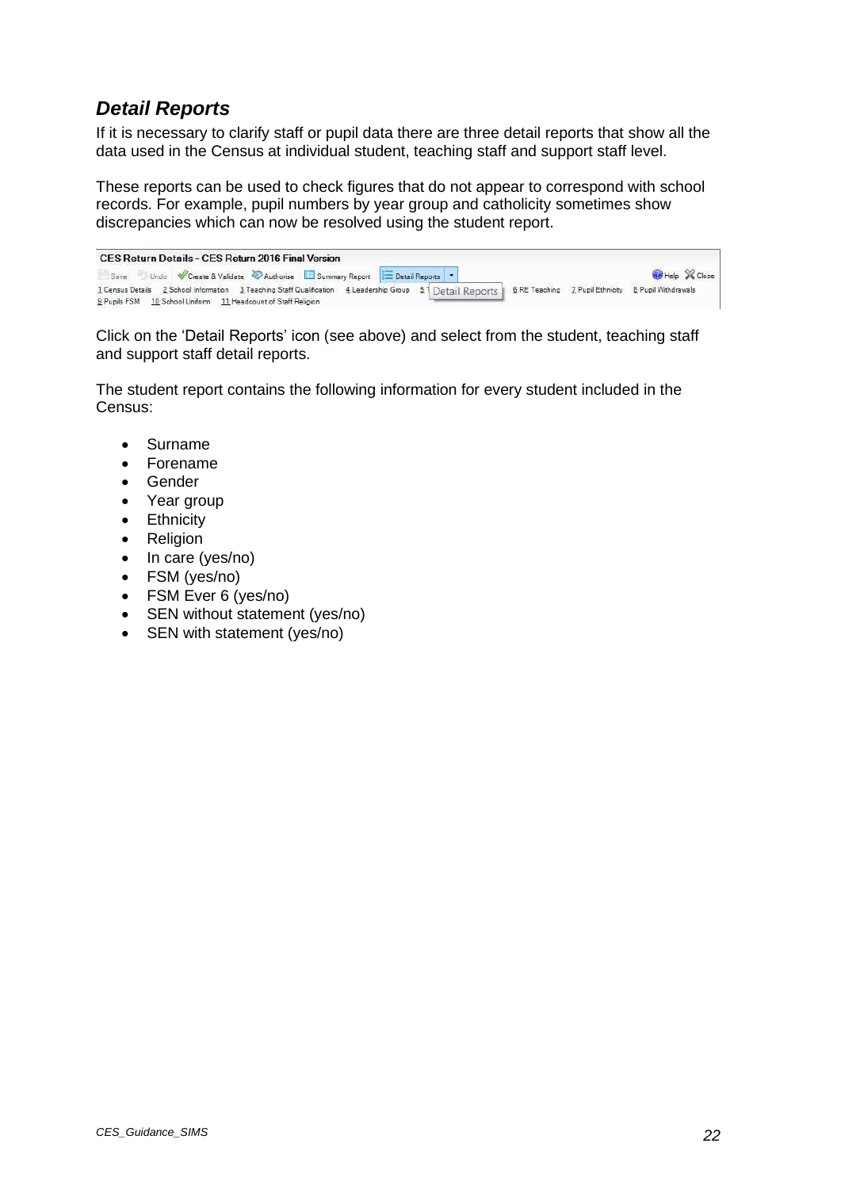## *Detail Reports*

If it is necessary to clarify staff or pupil data there are three detail reports that show all the data used in the Census at individual student, teaching staff and support staff level.

These reports can be used to check figures that do not appear to correspond with school records. For example, pupil numbers by year group and catholicity sometimes show discrepancies which can now be resolved using the student report.

Click on the ‘Detail Reports’ icon (see above) and select from the student, teaching staff and support staff detail reports.

The student report contains the following information for every student included in the Census:

- Surname
- Forename
- Gender
- Year group
- Ethnicity
- Religion
- In care (yes/no)
- FSM (yes/no)
- FSM Ever 6 (yes/no)
- SEN without statement (yes/no)
- SEN with statement (yes/no)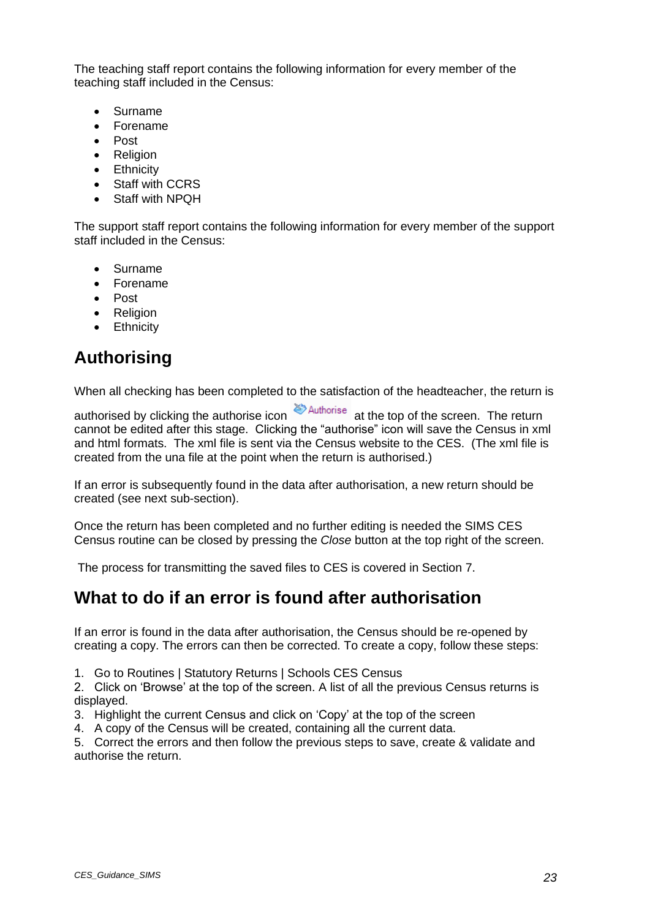The teaching staff report contains the following information for every member of the teaching staff included in the Census:

- Surname
- Forename
- Post
- Religion
- Ethnicity
- Staff with CCRS
- Staff with NPQH

The support staff report contains the following information for every member of the support staff included in the Census:

- Surname
- Forename
- Post
- Religion
- Ethnicity

## Authorising

When all checking has been completed to the satisfaction of the headteacher, the return is authorised by clicking the authorise icon Authorise at the top of the screen. The return cannot be edited after this stage. Clicking the "authorise" icon will save the Census in xml and html formats. The xml file is sent via the Census website to the CES. (The xml file is created from the una file at the point when the return is authorised.)

If an error is subsequently found in the data after authorisation, a new return should be created (see next sub-section).

Once the return has been completed and no further editing is needed the SIMS CES Census routine can be closed by pressing the *Close* button at the top right of the screen.

The process for transmitting the saved files to CES is covered in Section 7.

## What to do if an error is found after authorisation

If an error is found in the data after authorisation, the Census should be re-opened by creating a copy. The errors can then be corrected. To create a copy, follow these steps:

1. Go to Routines | Statutory Returns | Schools CES Census
2. Click on 'Browse' at the top of the screen. A list of all the previous Census returns is displayed.
3. Highlight the current Census and click on 'Copy' at the top of the screen
4. A copy of the Census will be created, containing all the current data.
5. Correct the errors and then follow the previous steps to save, create & validate and authorise the return.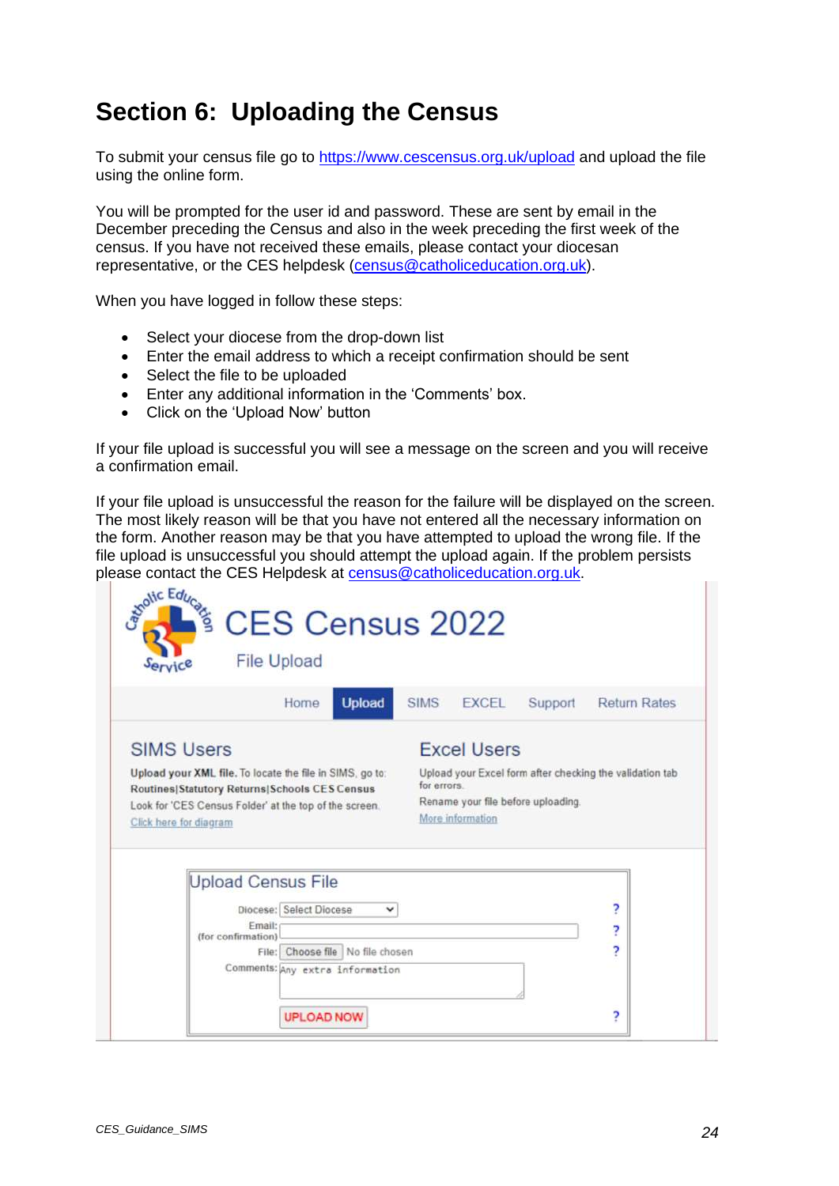# Section 6: Uploading the Census

To submit your census file go to https://www.cescensus.org.uk/upload and upload the file using the online form.

You will be prompted for the user id and password. These are sent by email in the December preceding the Census and also in the week preceding the first week of the census. If you have not received these emails, please contact your diocesan representative, or the CES helpdesk (census@catholiceducation.org.uk).

When you have logged in follow these steps:

- Select your diocese from the drop-down list
- Enter the email address to which a receipt confirmation should be sent
- Select the file to be uploaded
- Enter any additional information in the 'Comments' box.
- Click on the 'Upload Now' button

If your file upload is successful you will see a message on the screen and you will receive a confirmation email.

If your file upload is unsuccessful the reason for the failure will be displayed on the screen. The most likely reason will be that you have not entered all the necessary information on the form. Another reason may be that you have attempted to upload the wrong file. If the file upload is unsuccessful you should attempt the upload again. If the problem persists please contact the CES Helpdesk at census@catholiceducation.org.uk.

CES Census 2022

File Upload

Home | Upload | SIMS | EXCEL | Support | Return Rates

**SIMS Users**

**Upload your XML file.** To locate the file in SIMS, go to: **Routines|Statutory Returns|Schools CES Census**

Look for 'CES Census Folder' at the top of the screen.

Click here for diagram

**Excel Users**

Upload your Excel form after checking the validation tab for errors.

Rename your file before uploading.

More information

**Upload Census File**

Diocese: Select Diocese

Email: (for confirmation)

File: Choose file No file chosen

Comments: Any extra information

UPLOAD NOW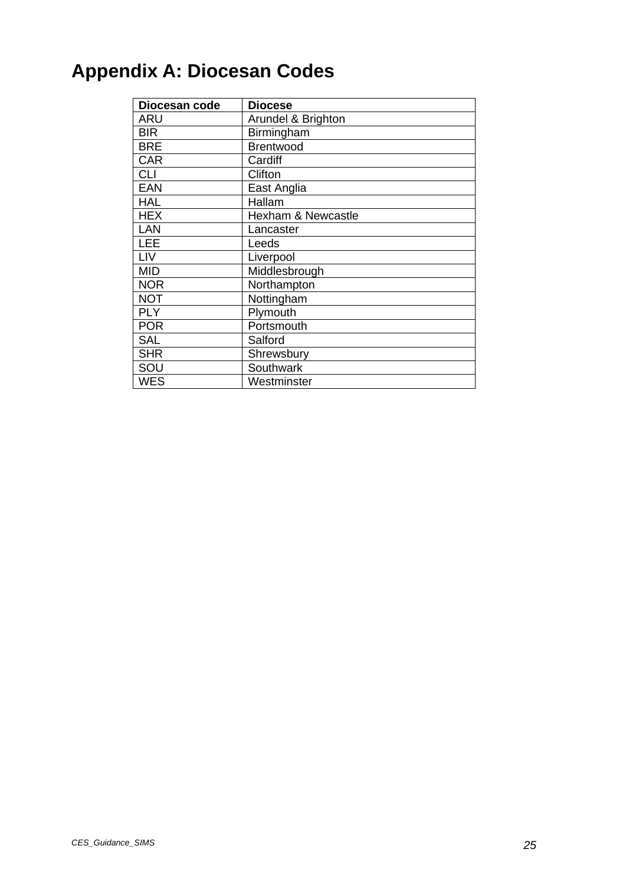# Appendix A: Diocesan Codes

| Diocesan code | Diocese |
|---|---|
| ARU | Arundel & Brighton |
| BIR | Birmingham |
| BRE | Brentwood |
| CAR | Cardiff |
| CLI | Clifton |
| EAN | East Anglia |
| HAL | Hallam |
| HEX | Hexham & Newcastle |
| LAN | Lancaster |
| LEE | Leeds |
| LIV | Liverpool |
| MID | Middlesbrough |
| NOR | Northampton |
| NOT | Nottingham |
| PLY | Plymouth |
| POR | Portsmouth |
| SAL | Salford |
| SHR | Shrewsbury |
| SOU | Southwark |
| WES | Westminster |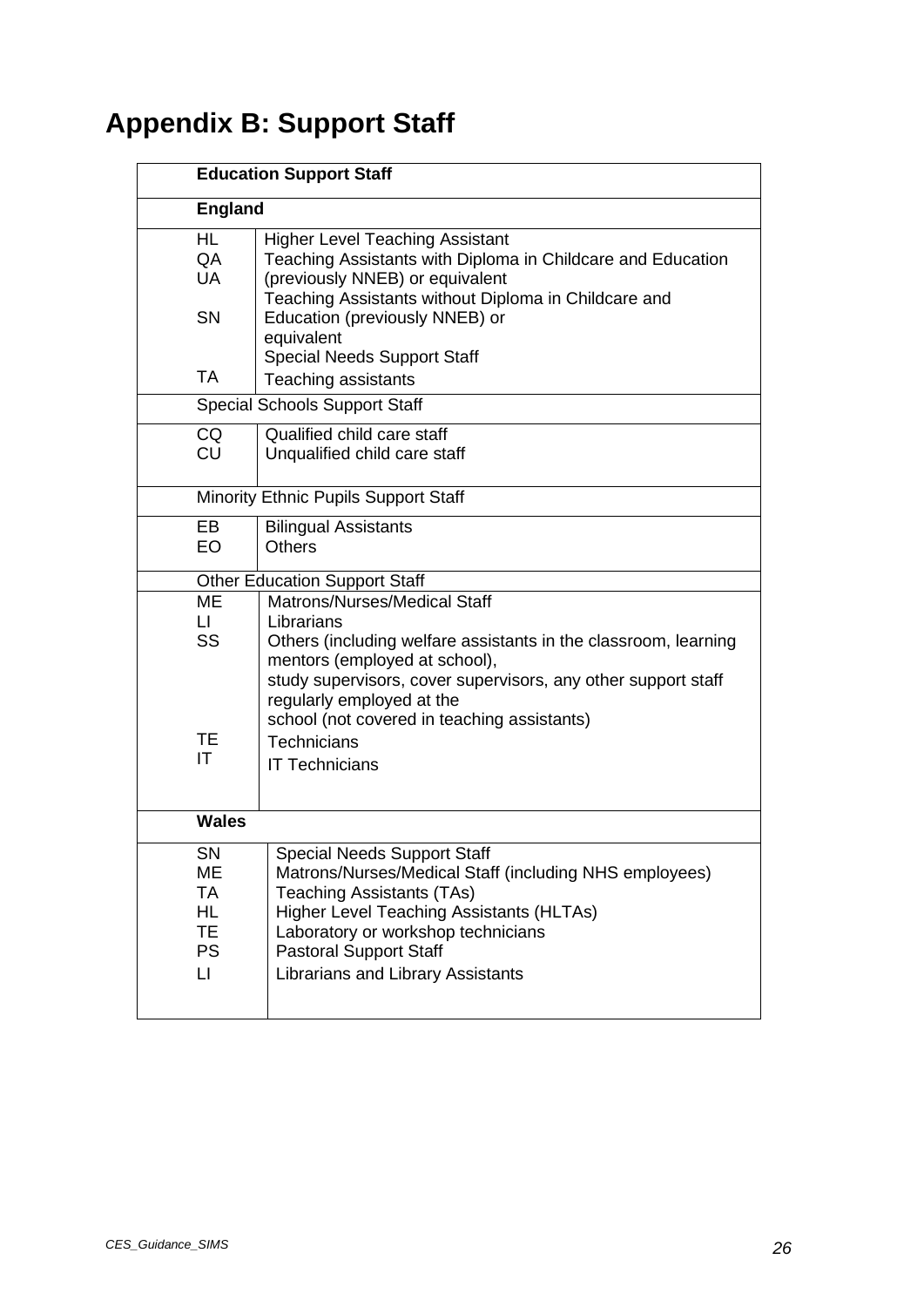# Appendix B: Support Staff

| Code | Description |
|---|---|
| **Education Support Staff** | |
| **England** | |
| HL | Higher Level Teaching Assistant |
| QA | Teaching Assistants with Diploma in Childcare and Education (previously NNEB) or equivalent |
| UA | Teaching Assistants without Diploma in Childcare and Education (previously NNEB) or equivalent |
| SN | Special Needs Support Staff |
| TA | Teaching assistants |
| Special Schools Support Staff | |
| CQ | Qualified child care staff |
| CU | Unqualified child care staff |
| Minority Ethnic Pupils Support Staff | |
| EB | Bilingual Assistants |
| EO | Others |
| Other Education Support Staff | |
| ME | Matrons/Nurses/Medical Staff |
| LI | Librarians |
| SS | Others (including welfare assistants in the classroom, learning mentors (employed at school), study supervisors, cover supervisors, any other support staff regularly employed at the school (not covered in teaching assistants) |
| TE | Technicians |
| IT | IT Technicians |
| **Wales** | |
| SN | Special Needs Support Staff |
| ME | Matrons/Nurses/Medical Staff (including NHS employees) |
| TA | Teaching Assistants (TAs) |
| HL | Higher Level Teaching Assistants (HLTAs) |
| TE | Laboratory or workshop technicians |
| PS | Pastoral Support Staff |
| LI | Librarians and Library Assistants |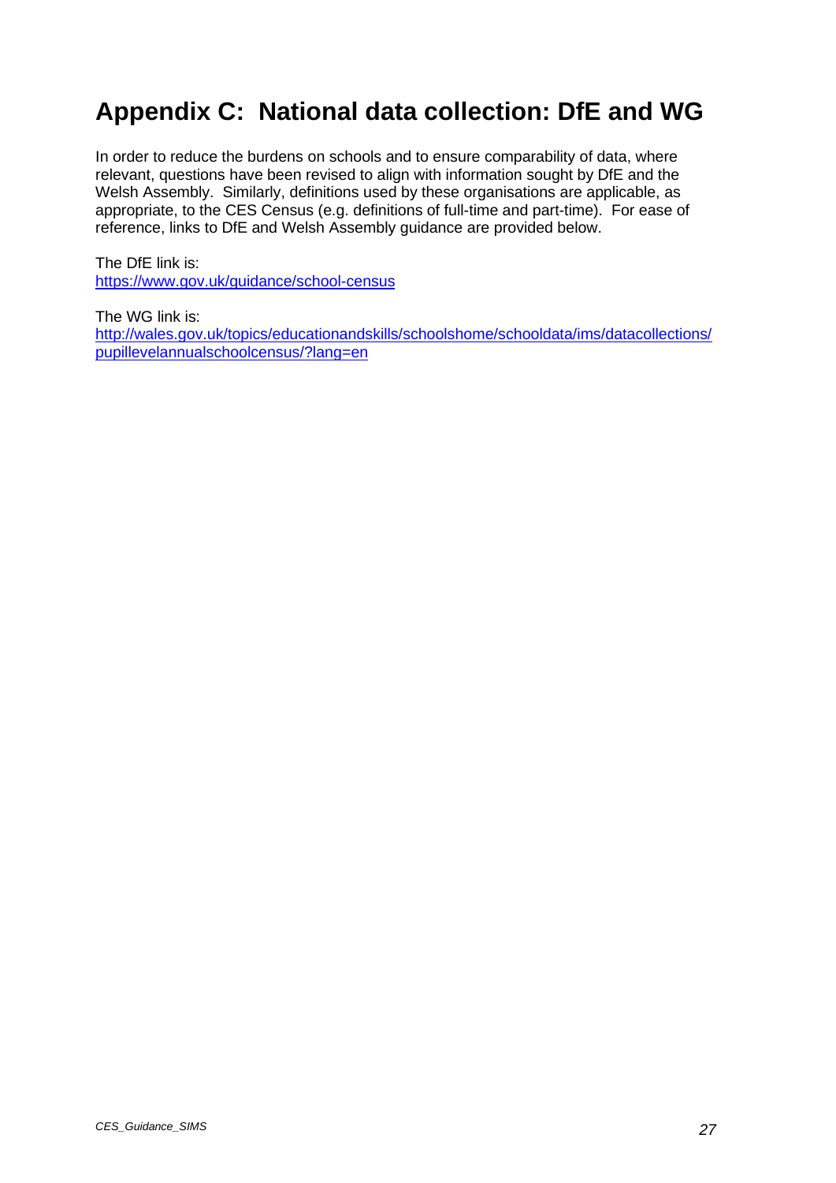# Appendix C: National data collection: DfE and WG

In order to reduce the burdens on schools and to ensure comparability of data, where relevant, questions have been revised to align with information sought by DfE and the Welsh Assembly. Similarly, definitions used by these organisations are applicable, as appropriate, to the CES Census (e.g. definitions of full-time and part-time). For ease of reference, links to DfE and Welsh Assembly guidance are provided below.

The DfE link is:
https://www.gov.uk/guidance/school-census

The WG link is:
http://wales.gov.uk/topics/educationandskills/schoolshome/schooldata/ims/datacollections/pupillevelannualschoolcensus/?lang=en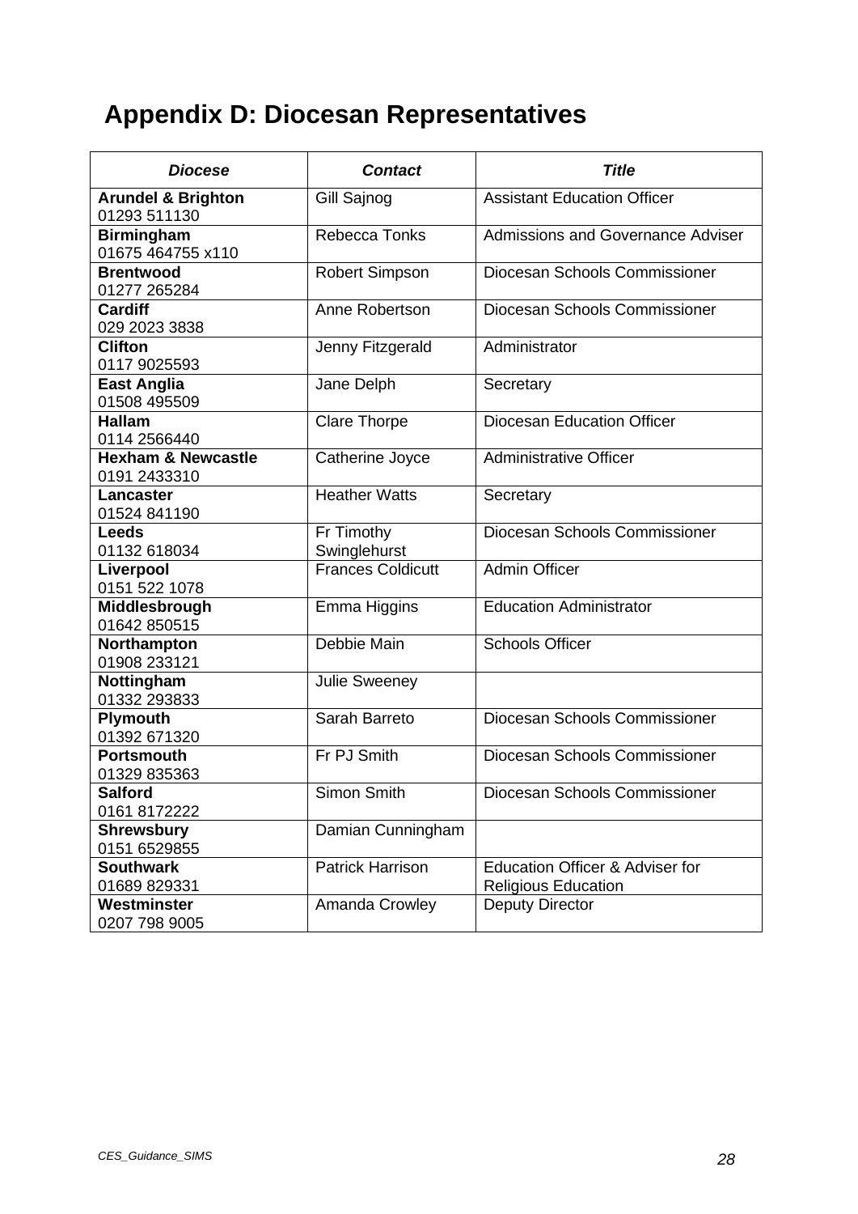# Appendix D: Diocesan Representatives

| ***Diocese*** | ***Contact*** | ***Title*** |
|---|---|---|
| **Arundel & Brighton** 01293 511130 | Gill Sajnog | Assistant Education Officer |
| **Birmingham** 01675 464755 x110 | Rebecca Tonks | Admissions and Governance Adviser |
| **Brentwood** 01277 265284 | Robert Simpson | Diocesan Schools Commissioner |
| **Cardiff** 029 2023 3838 | Anne Robertson | Diocesan Schools Commissioner |
| **Clifton** 0117 9025593 | Jenny Fitzgerald | Administrator |
| **East Anglia** 01508 495509 | Jane Delph | Secretary |
| **Hallam** 0114 2566440 | Clare Thorpe | Diocesan Education Officer |
| **Hexham & Newcastle** 0191 2433310 | Catherine Joyce | Administrative Officer |
| **Lancaster** 01524 841190 | Heather Watts | Secretary |
| **Leeds** 01132 618034 | Fr Timothy Swinglehurst | Diocesan Schools Commissioner |
| **Liverpool** 0151 522 1078 | Frances Coldicutt | Admin Officer |
| **Middlesbrough** 01642 850515 | Emma Higgins | Education Administrator |
| **Northampton** 01908 233121 | Debbie Main | Schools Officer |
| **Nottingham** 01332 293833 | Julie Sweeney | |
| **Plymouth** 01392 671320 | Sarah Barreto | Diocesan Schools Commissioner |
| **Portsmouth** 01329 835363 | Fr PJ Smith | Diocesan Schools Commissioner |
| **Salford** 0161 8172222 | Simon Smith | Diocesan Schools Commissioner |
| **Shrewsbury** 0151 6529855 | Damian Cunningham | |
| **Southwark** 01689 829331 | Patrick Harrison | Education Officer & Adviser for Religious Education |
| **Westminster** 0207 798 9005 | Amanda Crowley | Deputy Director |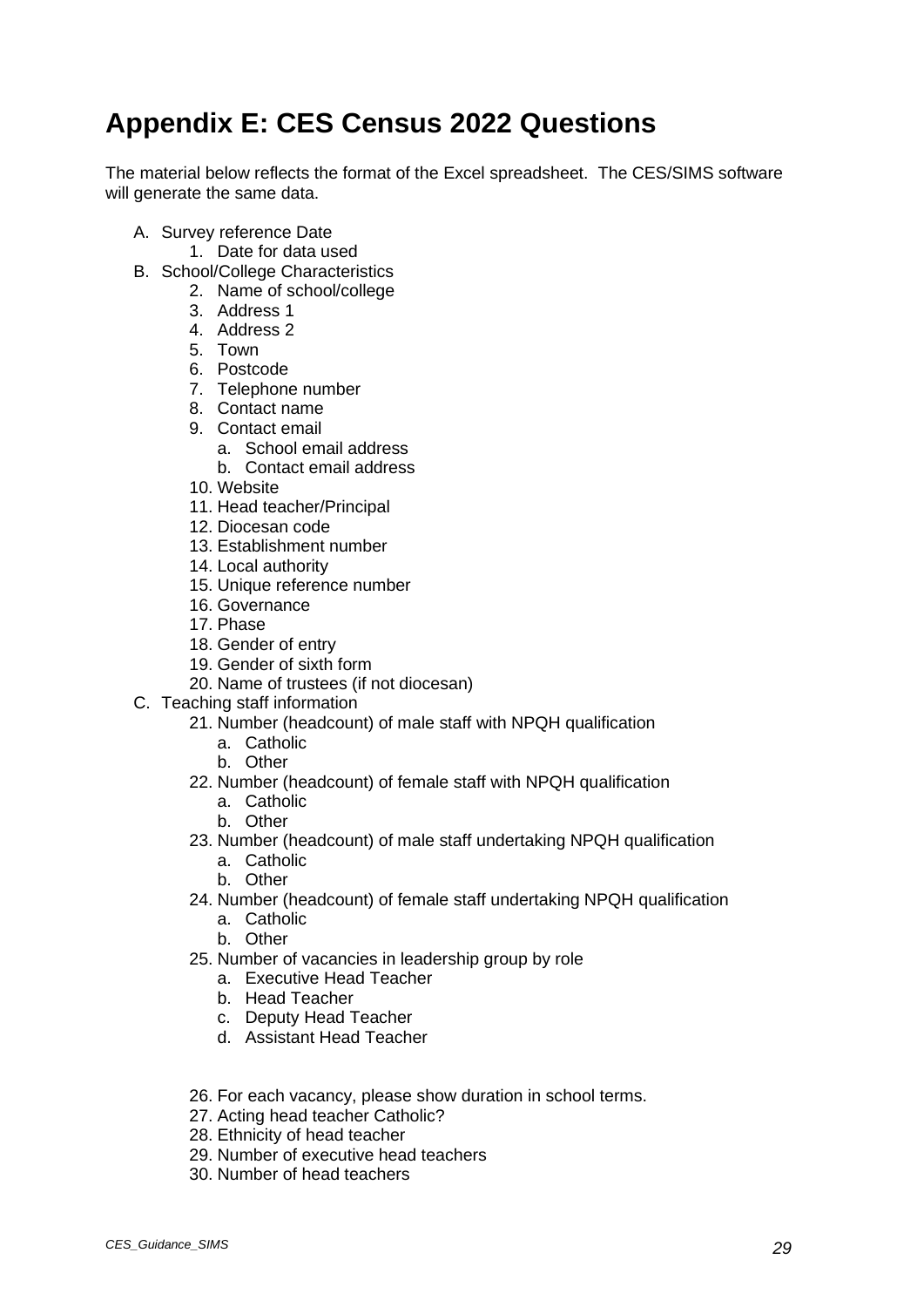# Appendix E: CES Census 2022 Questions

The material below reflects the format of the Excel spreadsheet. The CES/SIMS software will generate the same data.

A. Survey reference Date
    1. Date for data used
B. School/College Characteristics
    2. Name of school/college
    3. Address 1
    4. Address 2
    5. Town
    6. Postcode
    7. Telephone number
    8. Contact name
    9. Contact email
        a. School email address
        b. Contact email address
    10. Website
    11. Head teacher/Principal
    12. Diocesan code
    13. Establishment number
    14. Local authority
    15. Unique reference number
    16. Governance
    17. Phase
    18. Gender of entry
    19. Gender of sixth form
    20. Name of trustees (if not diocesan)
C. Teaching staff information
    21. Number (headcount) of male staff with NPQH qualification
        a. Catholic
        b. Other
    22. Number (headcount) of female staff with NPQH qualification
        a. Catholic
        b. Other
    23. Number (headcount) of male staff undertaking NPQH qualification
        a. Catholic
        b. Other
    24. Number (headcount) of female staff undertaking NPQH qualification
        a. Catholic
        b. Other
    25. Number of vacancies in leadership group by role
        a. Executive Head Teacher
        b. Head Teacher
        c. Deputy Head Teacher
        d. Assistant Head Teacher
    26. For each vacancy, please show duration in school terms.
    27. Acting head teacher Catholic?
    28. Ethnicity of head teacher
    29. Number of executive head teachers
    30. Number of head teachers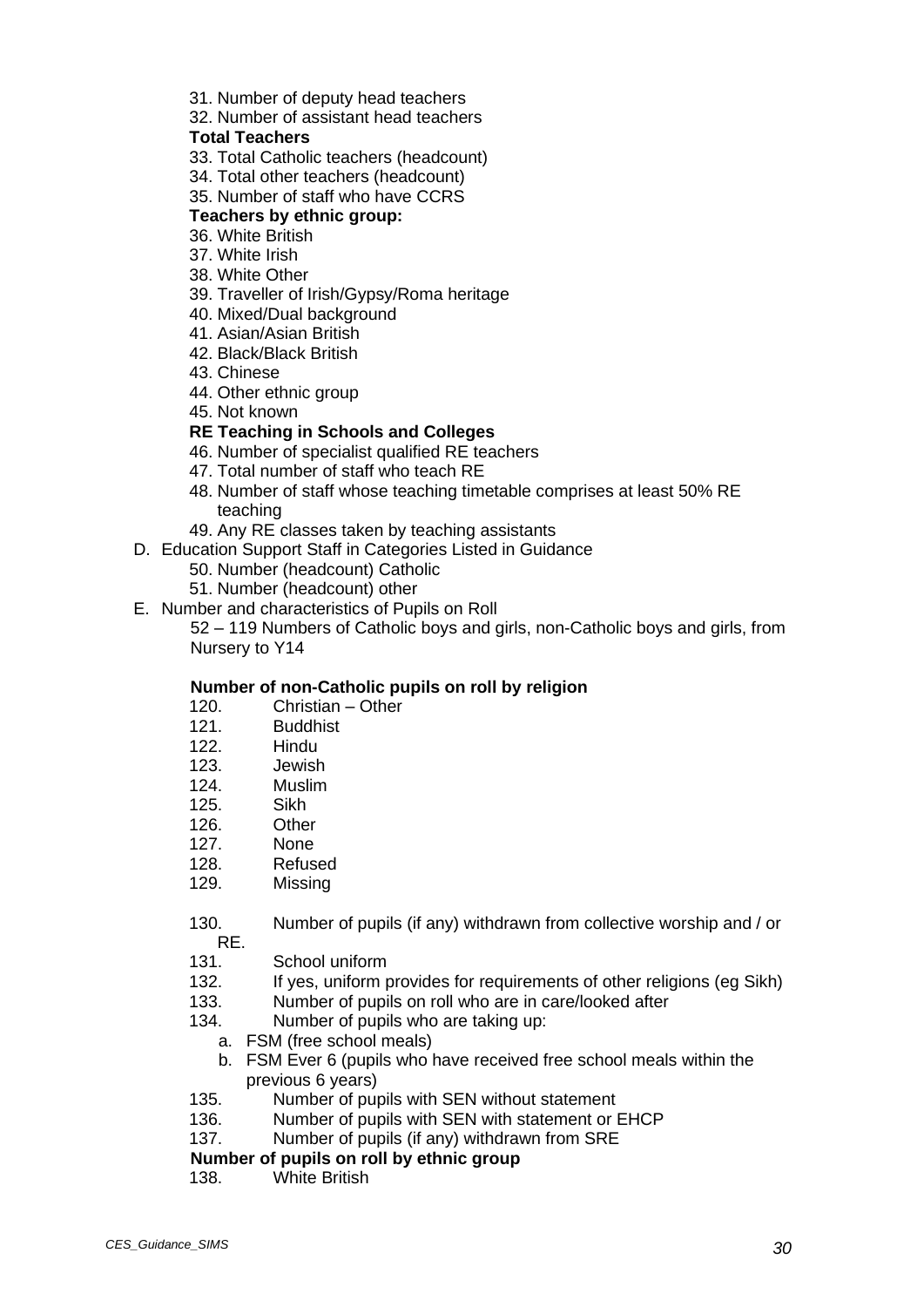31. Number of deputy head teachers
32. Number of assistant head teachers

**Total Teachers**

33. Total Catholic teachers (headcount)
34. Total other teachers (headcount)
35. Number of staff who have CCRS

**Teachers by ethnic group:**

36. White British
37. White Irish
38. White Other
39. Traveller of Irish/Gypsy/Roma heritage
40. Mixed/Dual background
41. Asian/Asian British
42. Black/Black British
43. Chinese
44. Other ethnic group
45. Not known

**RE Teaching in Schools and Colleges**

46. Number of specialist qualified RE teachers
47. Total number of staff who teach RE
48. Number of staff whose teaching timetable comprises at least 50% RE teaching
49. Any RE classes taken by teaching assistants

D. Education Support Staff in Categories Listed in Guidance

50. Number (headcount) Catholic
51. Number (headcount) other

E. Number and characteristics of Pupils on Roll

52 – 119 Numbers of Catholic boys and girls, non-Catholic boys and girls, from Nursery to Y14

**Number of non-Catholic pupils on roll by religion**

120. Christian – Other
121. Buddhist
122. Hindu
123. Jewish
124. Muslim
125. Sikh
126. Other
127. None
128. Refused
129. Missing

130. Number of pupils (if any) withdrawn from collective worship and / or RE.
131. School uniform
132. If yes, uniform provides for requirements of other religions (eg Sikh)
133. Number of pupils on roll who are in care/looked after
134. Number of pupils who are taking up:
    a. FSM (free school meals)
    b. FSM Ever 6 (pupils who have received free school meals within the previous 6 years)
135. Number of pupils with SEN without statement
136. Number of pupils with SEN with statement or EHCP
137. Number of pupils (if any) withdrawn from SRE

**Number of pupils on roll by ethnic group**

138. White British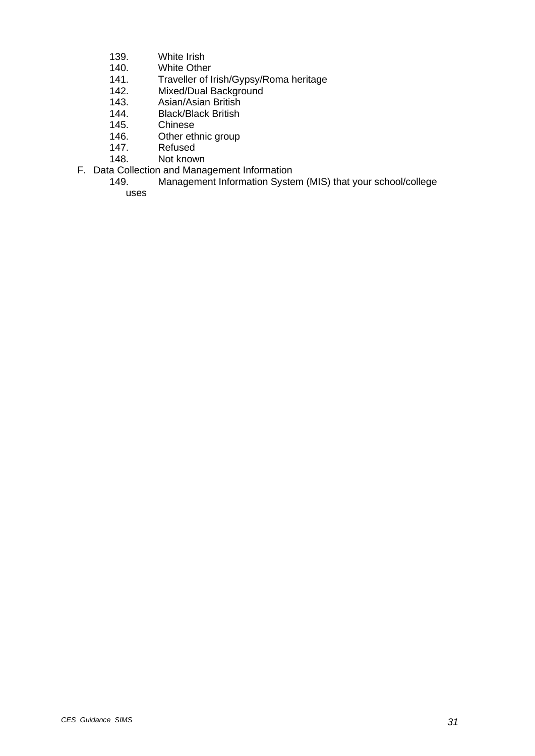139. White Irish
140. White Other
141. Traveller of Irish/Gypsy/Roma heritage
142. Mixed/Dual Background
143. Asian/Asian British
144. Black/Black British
145. Chinese
146. Other ethnic group
147. Refused
148. Not known

F. Data Collection and Management Information

149. Management Information System (MIS) that your school/college uses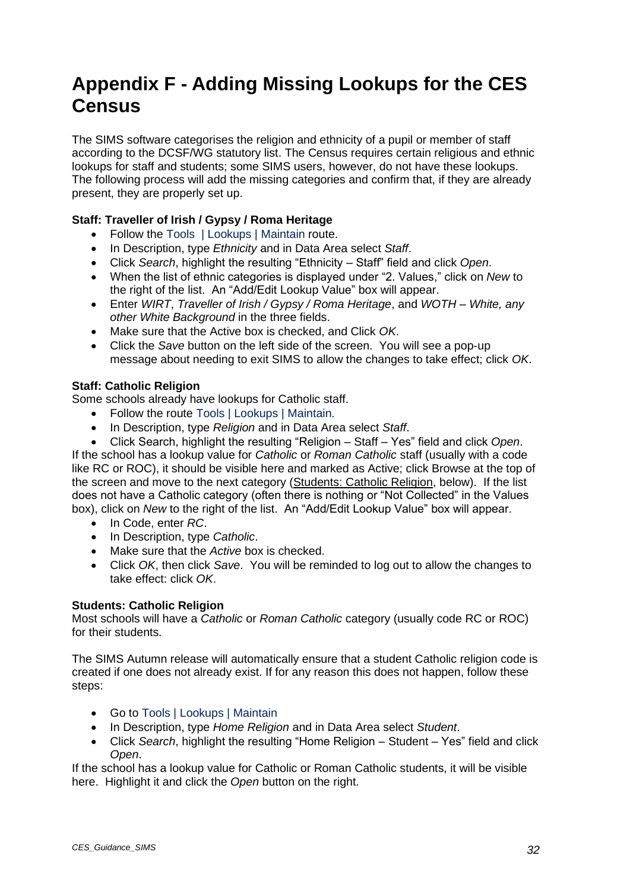# Appendix F - Adding Missing Lookups for the CES Census

The SIMS software categorises the religion and ethnicity of a pupil or member of staff according to the DCSF/WG statutory list. The Census requires certain religious and ethnic lookups for staff and students; some SIMS users, however, do not have these lookups. The following process will add the missing categories and confirm that, if they are already present, they are properly set up.

**Staff: Traveller of Irish / Gypsy / Roma Heritage**

- Follow the Tools | Lookups | Maintain route.
- In Description, type *Ethnicity* and in Data Area select *Staff*.
- Click *Search*, highlight the resulting "Ethnicity – Staff" field and click *Open*.
- When the list of ethnic categories is displayed under "2. Values," click on *New* to the right of the list. An "Add/Edit Lookup Value" box will appear.
- Enter *WIRT*, *Traveller of Irish / Gypsy / Roma Heritage*, and *WOTH – White, any other White Background* in the three fields.
- Make sure that the Active box is checked, and Click *OK*.
- Click the *Save* button on the left side of the screen. You will see a pop-up message about needing to exit SIMS to allow the changes to take effect; click *OK*.

**Staff: Catholic Religion**

Some schools already have lookups for Catholic staff.

- Follow the route Tools | Lookups | Maintain.
- In Description, type *Religion* and in Data Area select *Staff*.
- Click Search, highlight the resulting "Religion – Staff – Yes" field and click *Open*.

If the school has a lookup value for *Catholic* or *Roman Catholic* staff (usually with a code like RC or ROC), it should be visible here and marked as Active; click Browse at the top of the screen and move to the next category (Students: Catholic Religion, below). If the list does not have a Catholic category (often there is nothing or "Not Collected" in the Values box), click on *New* to the right of the list. An "Add/Edit Lookup Value" box will appear.

- In Code, enter *RC*.
- In Description, type *Catholic*.
- Make sure that the *Active* box is checked.
- Click *OK*, then click *Save*. You will be reminded to log out to allow the changes to take effect: click *OK*.

**Students: Catholic Religion**

Most schools will have a *Catholic* or *Roman Catholic* category (usually code RC or ROC) for their students.

The SIMS Autumn release will automatically ensure that a student Catholic religion code is created if one does not already exist. If for any reason this does not happen, follow these steps:

- Go to Tools | Lookups | Maintain
- In Description, type *Home Religion* and in Data Area select *Student*.
- Click *Search*, highlight the resulting "Home Religion – Student – Yes" field and click *Open*.

If the school has a lookup value for Catholic or Roman Catholic students, it will be visible here. Highlight it and click the *Open* button on the right.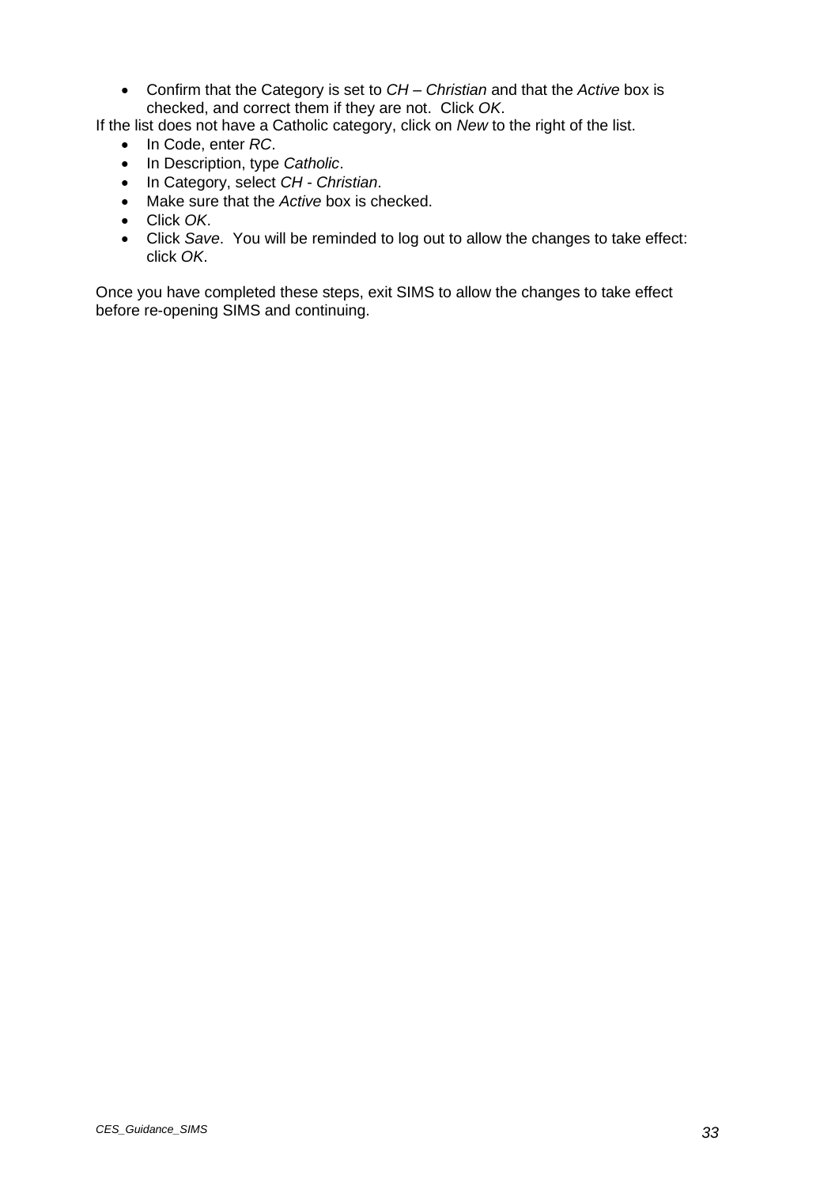- Confirm that the Category is set to *CH – Christian* and that the *Active* box is checked, and correct them if they are not.  Click *OK*.

If the list does not have a Catholic category, click on *New* to the right of the list.

- In Code, enter *RC*.
- In Description, type *Catholic*.
- In Category, select *CH - Christian*.
- Make sure that the *Active* box is checked.
- Click *OK*.
- Click *Save*.  You will be reminded to log out to allow the changes to take effect: click *OK*.

Once you have completed these steps, exit SIMS to allow the changes to take effect before re-opening SIMS and continuing.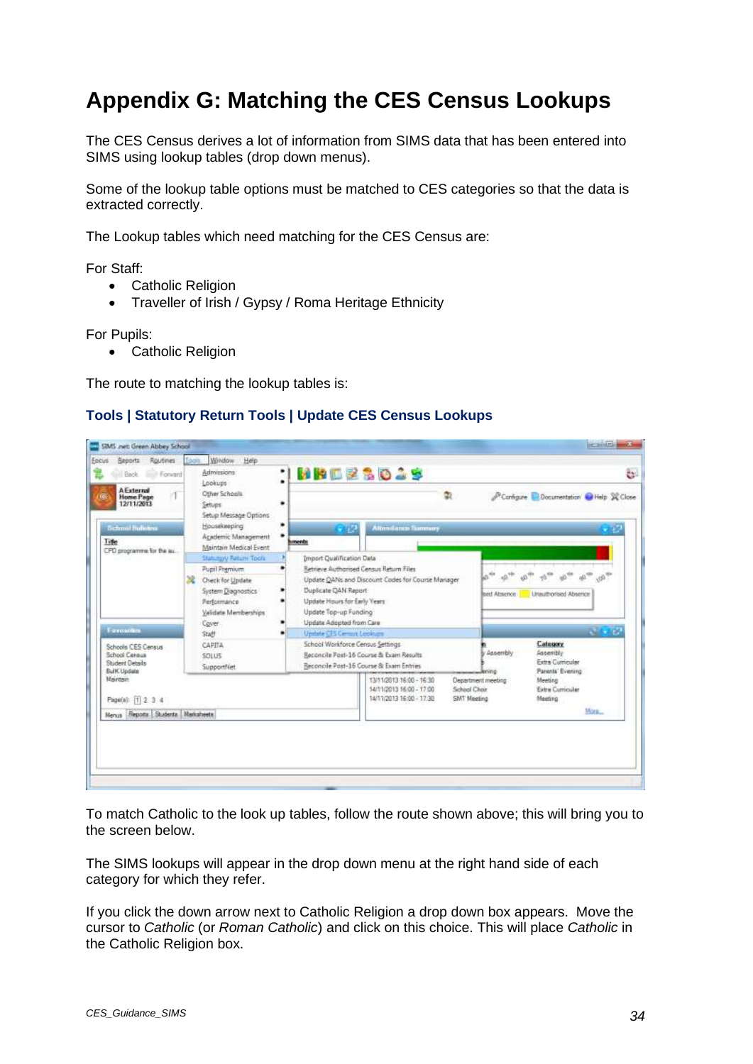# Appendix G: Matching the CES Census Lookups

The CES Census derives a lot of information from SIMS data that has been entered into SIMS using lookup tables (drop down menus).

Some of the lookup table options must be matched to CES categories so that the data is extracted correctly.

The Lookup tables which need matching for the CES Census are:

For Staff:

- Catholic Religion
- Traveller of Irish / Gypsy / Roma Heritage Ethnicity

For Pupils:

- Catholic Religion

The route to matching the lookup tables is:

**Tools | Statutory Return Tools | Update CES Census Lookups**

To match Catholic to the look up tables, follow the route shown above; this will bring you to the screen below.

The SIMS lookups will appear in the drop down menu at the right hand side of each category for which they refer.

If you click the down arrow next to Catholic Religion a drop down box appears. Move the cursor to *Catholic* (or *Roman Catholic*) and click on this choice. This will place *Catholic* in the Catholic Religion box.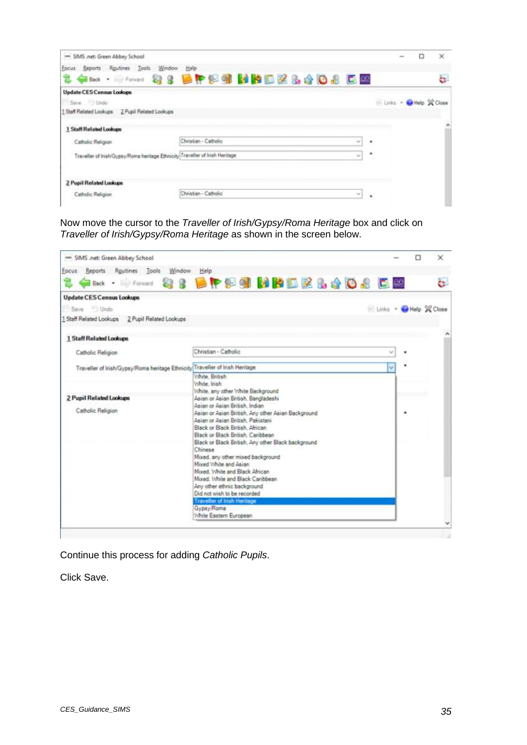Now move the cursor to the *Traveller of Irish/Gypsy/Roma Heritage* box and click on *Traveller of Irish/Gypsy/Roma Heritage* as shown in the screen below.

Continue this process for adding *Catholic Pupils*.

Click Save.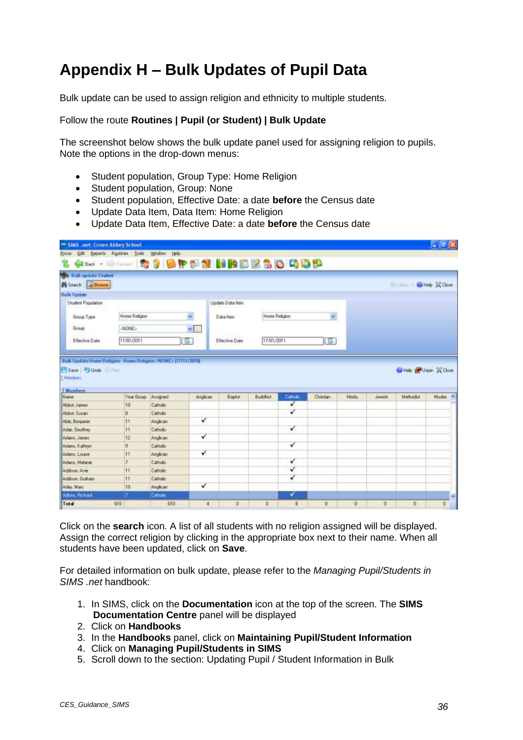# Appendix H – Bulk Updates of Pupil Data

Bulk update can be used to assign religion and ethnicity to multiple students.

Follow the route **Routines | Pupil (or Student) | Bulk Update**

The screenshot below shows the bulk update panel used for assigning religion to pupils. Note the options in the drop-down menus:

- Student population, Group Type: Home Religion
- Student population, Group: None
- Student population, Effective Date: a date **before** the Census date
- Update Data Item, Data Item: Home Religion
- Update Data Item, Effective Date: a date **before** the Census date

Click on the **search** icon. A list of all students with no religion assigned will be displayed. Assign the correct religion by clicking in the appropriate box next to their name. When all students have been updated, click on **Save**.

For detailed information on bulk update, please refer to the *Managing Pupil/Students in SIMS .net* handbook:

1. In SIMS, click on the **Documentation** icon at the top of the screen. The **SIMS Documentation Centre** panel will be displayed
2. Click on **Handbooks**
3. In the **Handbooks** panel, click on **Maintaining Pupil/Student Information**
4. Click on **Managing Pupil/Students in SIMS**
5. Scroll down to the section: Updating Pupil / Student Information in Bulk